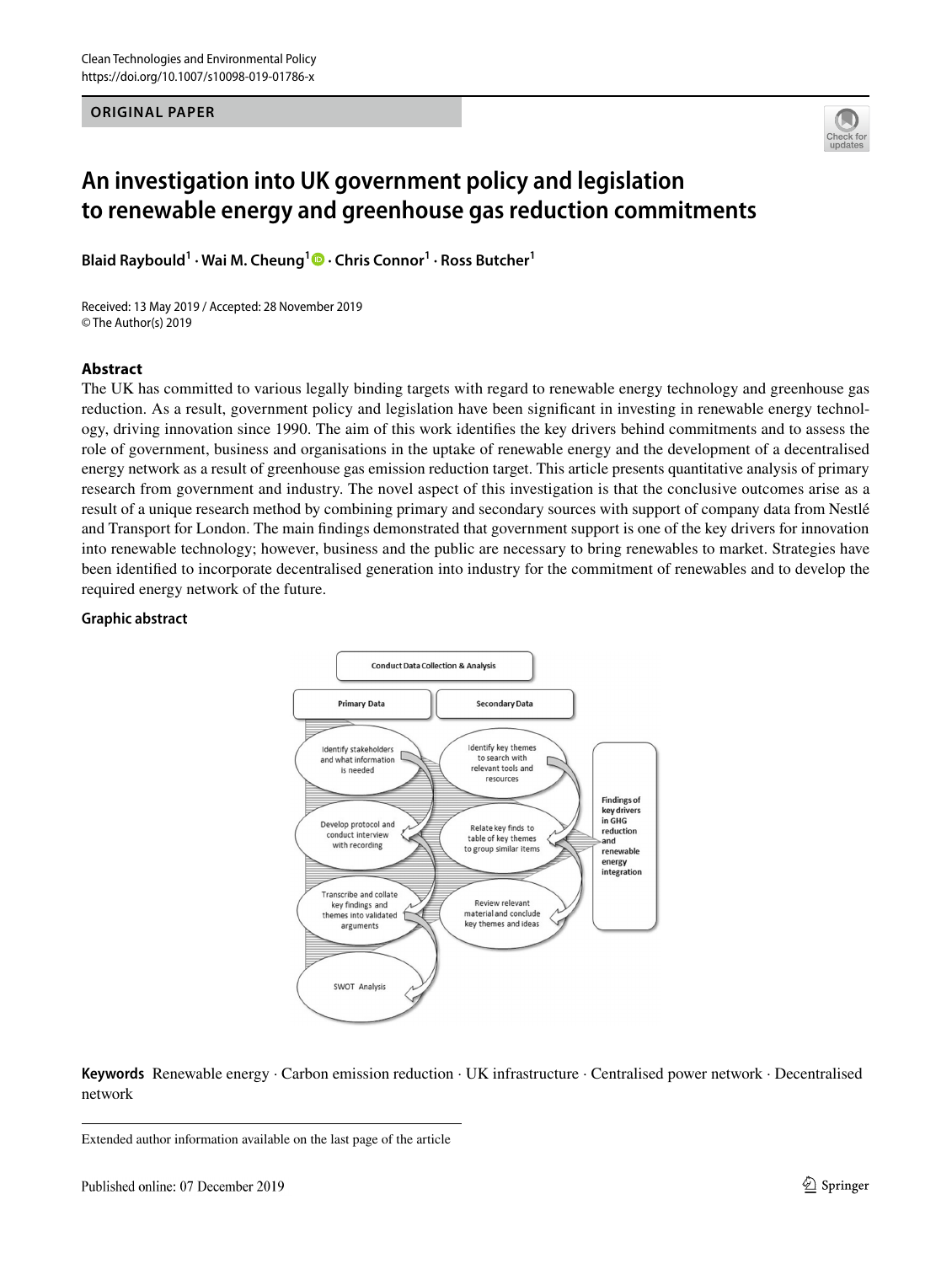ORIGINAL PAPER

# An investigation into UK government policy and legislation to renewable energy and greenhouse gas reduction commitments

**Blaid Raybould[1] · Wai M. Cheung[1] · Chris Connor[1] · Ross Butcher[1]**

Received: 13 May 2019 / Accepted: 28 November 2019
© The Author(s) 2019

## Abstract

The UK has committed to various legally binding targets with regard to renewable energy technology and greenhouse gas reduction. As a result, government policy and legislation have been significant in investing in renewable energy technology, driving innovation since 1990. The aim of this work identifies the key drivers behind commitments and to assess the role of government, business and organisations in the uptake of renewable energy and the development of a decentralised energy network as a result of greenhouse gas emission reduction target. This article presents quantitative analysis of primary research from government and industry. The novel aspect of this investigation is that the conclusive outcomes arise as a result of a unique research method by combining primary and secondary sources with support of company data from Nestlé and Transport for London. The main findings demonstrated that government support is one of the key drivers for innovation into renewable technology; however, business and the public are necessary to bring renewables to market. Strategies have been identified to incorporate decentralised generation into industry for the commitment of renewables and to develop the required energy network of the future.

## Graphic abstract

Conduct Data Collection & Analysis

Primary Data
- Identify stakeholders and what information is needed
- Develop protocol and conduct interview with recording
- Transcribe and collate key findings and themes into validated arguments
- SWOT Analysis

Secondary Data
- Identify key themes to search with relevant tools and resources
- Relate key finds to table of key themes to group similar items
- Review relevant material and conclude key themes and ideas

Findings of key drivers in GHG reduction and renewable energy integration

**Keywords** Renewable energy · Carbon emission reduction · UK infrastructure · Centralised power network · Decentralised network

Extended author information available on the last page of the article

Published online: 07 December 2019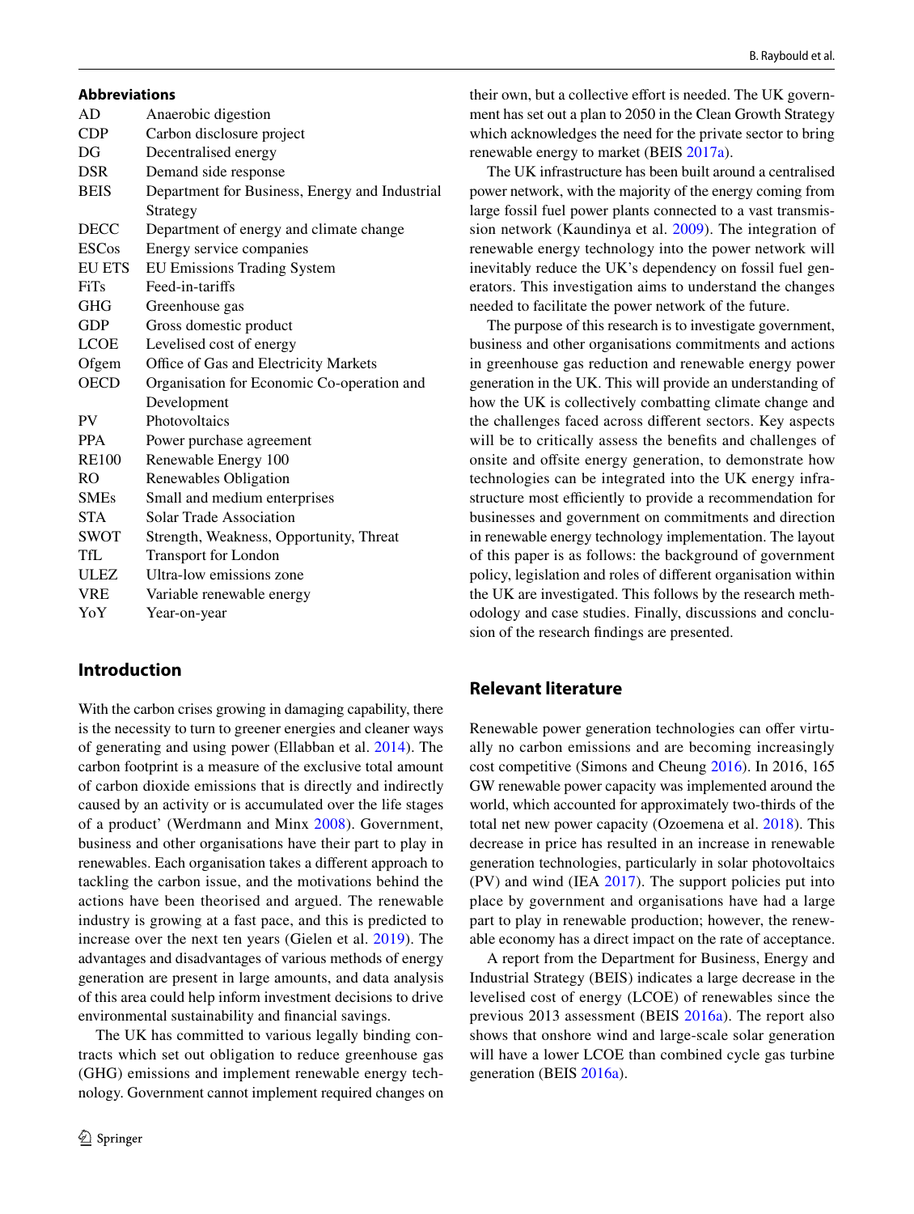## Abbreviations

| | |
|---|---|
| AD | Anaerobic digestion |
| CDP | Carbon disclosure project |
| DG | Decentralised energy |
| DSR | Demand side response |
| BEIS | Department for Business, Energy and Industrial Strategy |
| DECC | Department of energy and climate change |
| ESCos | Energy service companies |
| EU ETS | EU Emissions Trading System |
| FiTs | Feed-in-tariffs |
| GHG | Greenhouse gas |
| GDP | Gross domestic product |
| LCOE | Levelised cost of energy |
| Ofgem | Office of Gas and Electricity Markets |
| OECD | Organisation for Economic Co-operation and Development |
| PV | Photovoltaics |
| PPA | Power purchase agreement |
| RE100 | Renewable Energy 100 |
| RO | Renewables Obligation |
| SMEs | Small and medium enterprises |
| STA | Solar Trade Association |
| SWOT | Strength, Weakness, Opportunity, Threat |
| TfL | Transport for London |
| ULEZ | Ultra-low emissions zone |
| VRE | Variable renewable energy |
| YoY | Year-on-year |

## Introduction

With the carbon crises growing in damaging capability, there is the necessity to turn to greener energies and cleaner ways of generating and using power (Ellabban et al. 2014). The carbon footprint is a measure of the exclusive total amount of carbon dioxide emissions that is directly and indirectly caused by an activity or is accumulated over the life stages of a product' (Werdmann and Minx 2008). Government, business and other organisations have their part to play in renewables. Each organisation takes a different approach to tackling the carbon issue, and the motivations behind the actions have been theorised and argued. The renewable industry is growing at a fast pace, and this is predicted to increase over the next ten years (Gielen et al. 2019). The advantages and disadvantages of various methods of energy generation are present in large amounts, and data analysis of this area could help inform investment decisions to drive environmental sustainability and financial savings.

The UK has committed to various legally binding contracts which set out obligation to reduce greenhouse gas (GHG) emissions and implement renewable energy technology. Government cannot implement required changes on their own, but a collective effort is needed. The UK government has set out a plan to 2050 in the Clean Growth Strategy which acknowledges the need for the private sector to bring renewable energy to market (BEIS 2017a).

The UK infrastructure has been built around a centralised power network, with the majority of the energy coming from large fossil fuel power plants connected to a vast transmission network (Kaundinya et al. 2009). The integration of renewable energy technology into the power network will inevitably reduce the UK's dependency on fossil fuel generators. This investigation aims to understand the changes needed to facilitate the power network of the future.

The purpose of this research is to investigate government, business and other organisations commitments and actions in greenhouse gas reduction and renewable energy power generation in the UK. This will provide an understanding of how the UK is collectively combatting climate change and the challenges faced across different sectors. Key aspects will be to critically assess the benefits and challenges of onsite and offsite energy generation, to demonstrate how technologies can be integrated into the UK energy infrastructure most efficiently to provide a recommendation for businesses and government on commitments and direction in renewable energy technology implementation. The layout of this paper is as follows: the background of government policy, legislation and roles of different organisation within the UK are investigated. This follows by the research methodology and case studies. Finally, discussions and conclusion of the research findings are presented.

## Relevant literature

Renewable power generation technologies can offer virtually no carbon emissions and are becoming increasingly cost competitive (Simons and Cheung 2016). In 2016, 165 GW renewable power capacity was implemented around the world, which accounted for approximately two-thirds of the total net new power capacity (Ozoemena et al. 2018). This decrease in price has resulted in an increase in renewable generation technologies, particularly in solar photovoltaics (PV) and wind (IEA 2017). The support policies put into place by government and organisations have had a large part to play in renewable production; however, the renewable economy has a direct impact on the rate of acceptance.

A report from the Department for Business, Energy and Industrial Strategy (BEIS) indicates a large decrease in the levelised cost of energy (LCOE) of renewables since the previous 2013 assessment (BEIS 2016a). The report also shows that onshore wind and large-scale solar generation will have a lower LCOE than combined cycle gas turbine generation (BEIS 2016a).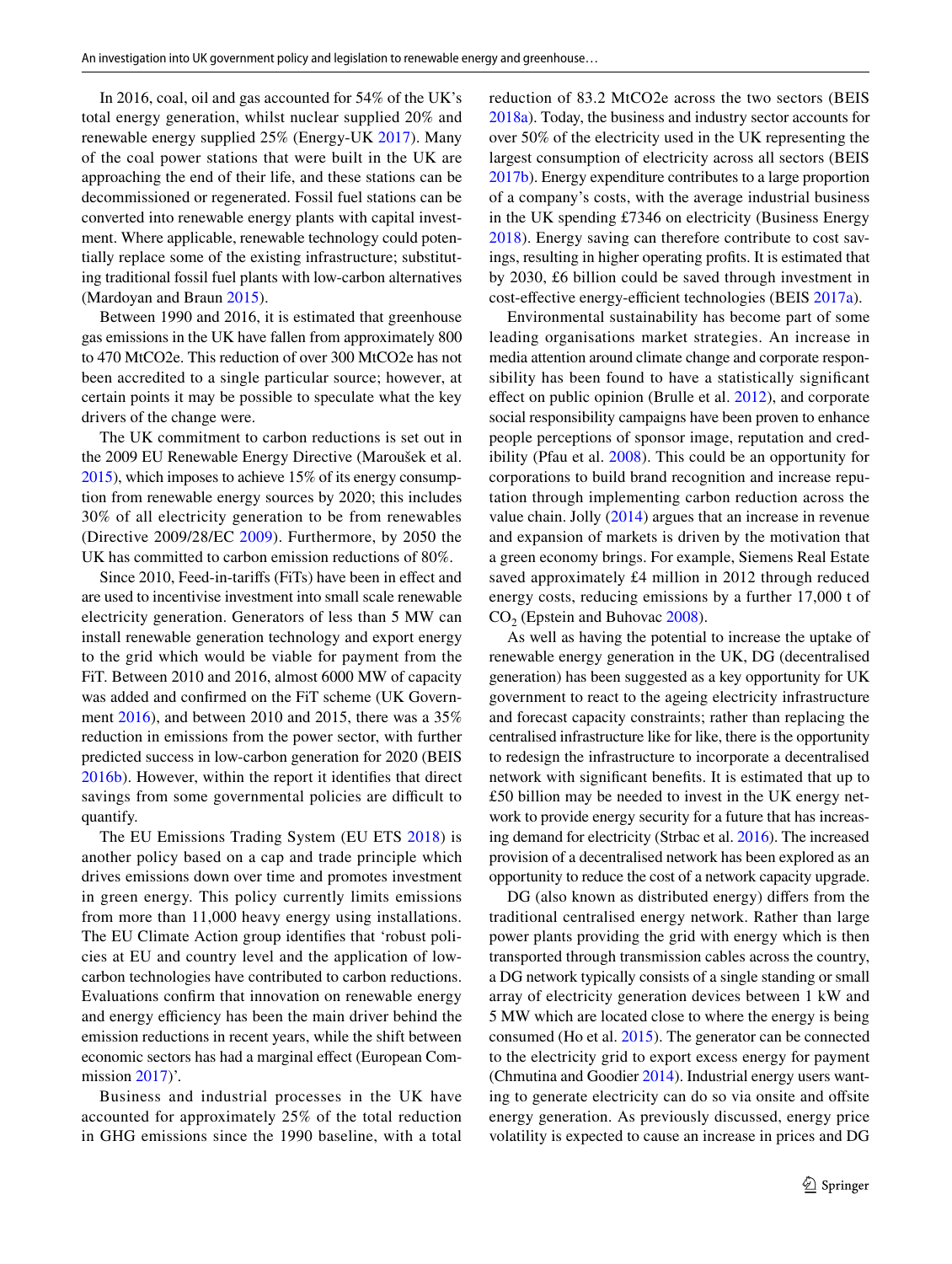In 2016, coal, oil and gas accounted for 54% of the UK's total energy generation, whilst nuclear supplied 20% and renewable energy supplied 25% (Energy-UK 2017). Many of the coal power stations that were built in the UK are approaching the end of their life, and these stations can be decommissioned or regenerated. Fossil fuel stations can be converted into renewable energy plants with capital investment. Where applicable, renewable technology could potentially replace some of the existing infrastructure; substituting traditional fossil fuel plants with low-carbon alternatives (Mardoyan and Braun 2015).

Between 1990 and 2016, it is estimated that greenhouse gas emissions in the UK have fallen from approximately 800 to 470 MtCO2e. This reduction of over 300 MtCO2e has not been accredited to a single particular source; however, at certain points it may be possible to speculate what the key drivers of the change were.

The UK commitment to carbon reductions is set out in the 2009 EU Renewable Energy Directive (Maroušek et al. 2015), which imposes to achieve 15% of its energy consumption from renewable energy sources by 2020; this includes 30% of all electricity generation to be from renewables (Directive 2009/28/EC 2009). Furthermore, by 2050 the UK has committed to carbon emission reductions of 80%.

Since 2010, Feed-in-tariffs (FiTs) have been in effect and are used to incentivise investment into small scale renewable electricity generation. Generators of less than 5 MW can install renewable generation technology and export energy to the grid which would be viable for payment from the FiT. Between 2010 and 2016, almost 6000 MW of capacity was added and confirmed on the FiT scheme (UK Government 2016), and between 2010 and 2015, there was a 35% reduction in emissions from the power sector, with further predicted success in low-carbon generation for 2020 (BEIS 2016b). However, within the report it identifies that direct savings from some governmental policies are difficult to quantify.

The EU Emissions Trading System (EU ETS 2018) is another policy based on a cap and trade principle which drives emissions down over time and promotes investment in green energy. This policy currently limits emissions from more than 11,000 heavy energy using installations. The EU Climate Action group identifies that 'robust policies at EU and country level and the application of low-carbon technologies have contributed to carbon reductions. Evaluations confirm that innovation on renewable energy and energy efficiency has been the main driver behind the emission reductions in recent years, while the shift between economic sectors has had a marginal effect (European Commission 2017)'.

Business and industrial processes in the UK have accounted for approximately 25% of the total reduction in GHG emissions since the 1990 baseline, with a total reduction of 83.2 MtCO2e across the two sectors (BEIS 2018a). Today, the business and industry sector accounts for over 50% of the electricity used in the UK representing the largest consumption of electricity across all sectors (BEIS 2017b). Energy expenditure contributes to a large proportion of a company's costs, with the average industrial business in the UK spending £7346 on electricity (Business Energy 2018). Energy saving can therefore contribute to cost savings, resulting in higher operating profits. It is estimated that by 2030, £6 billion could be saved through investment in cost-effective energy-efficient technologies (BEIS 2017a).

Environmental sustainability has become part of some leading organisations market strategies. An increase in media attention around climate change and corporate responsibility has been found to have a statistically significant effect on public opinion (Brulle et al. 2012), and corporate social responsibility campaigns have been proven to enhance people perceptions of sponsor image, reputation and credibility (Pfau et al. 2008). This could be an opportunity for corporations to build brand recognition and increase reputation through implementing carbon reduction across the value chain. Jolly (2014) argues that an increase in revenue and expansion of markets is driven by the motivation that a green economy brings. For example, Siemens Real Estate saved approximately £4 million in 2012 through reduced energy costs, reducing emissions by a further 17,000 t of $CO_2$ (Epstein and Buhovac 2008).

As well as having the potential to increase the uptake of renewable energy generation in the UK, DG (decentralised generation) has been suggested as a key opportunity for UK government to react to the ageing electricity infrastructure and forecast capacity constraints; rather than replacing the centralised infrastructure like for like, there is the opportunity to redesign the infrastructure to incorporate a decentralised network with significant benefits. It is estimated that up to £50 billion may be needed to invest in the UK energy network to provide energy security for a future that has increasing demand for electricity (Strbac et al. 2016). The increased provision of a decentralised network has been explored as an opportunity to reduce the cost of a network capacity upgrade.

DG (also known as distributed energy) differs from the traditional centralised energy network. Rather than large power plants providing the grid with energy which is then transported through transmission cables across the country, a DG network typically consists of a single standing or small array of electricity generation devices between 1 kW and 5 MW which are located close to where the energy is being consumed (Ho et al. 2015). The generator can be connected to the electricity grid to export excess energy for payment (Chmutina and Goodier 2014). Industrial energy users wanting to generate electricity can do so via onsite and offsite energy generation. As previously discussed, energy price volatility is expected to cause an increase in prices and DG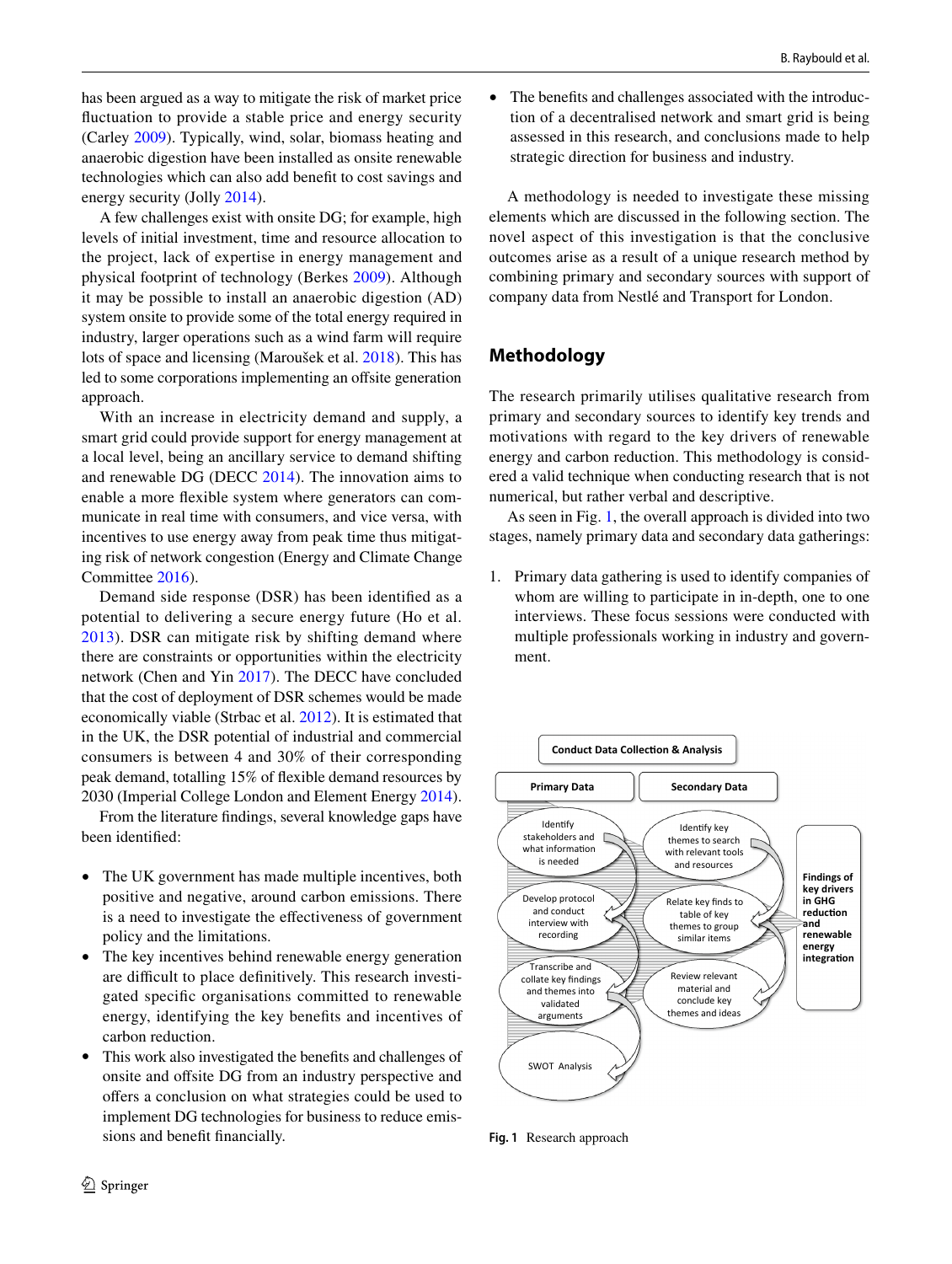has been argued as a way to mitigate the risk of market price fluctuation to provide a stable price and energy security (Carley 2009). Typically, wind, solar, biomass heating and anaerobic digestion have been installed as onsite renewable technologies which can also add benefit to cost savings and energy security (Jolly 2014).

A few challenges exist with onsite DG; for example, high levels of initial investment, time and resource allocation to the project, lack of expertise in energy management and physical footprint of technology (Berkes 2009). Although it may be possible to install an anaerobic digestion (AD) system onsite to provide some of the total energy required in industry, larger operations such as a wind farm will require lots of space and licensing (Maroušek et al. 2018). This has led to some corporations implementing an offsite generation approach.

With an increase in electricity demand and supply, a smart grid could provide support for energy management at a local level, being an ancillary service to demand shifting and renewable DG (DECC 2014). The innovation aims to enable a more flexible system where generators can communicate in real time with consumers, and vice versa, with incentives to use energy away from peak time thus mitigating risk of network congestion (Energy and Climate Change Committee 2016).

Demand side response (DSR) has been identified as a potential to delivering a secure energy future (Ho et al. 2013). DSR can mitigate risk by shifting demand where there are constraints or opportunities within the electricity network (Chen and Yin 2017). The DECC have concluded that the cost of deployment of DSR schemes would be made economically viable (Strbac et al. 2012). It is estimated that in the UK, the DSR potential of industrial and commercial consumers is between 4 and 30% of their corresponding peak demand, totalling 15% of flexible demand resources by 2030 (Imperial College London and Element Energy 2014).

From the literature findings, several knowledge gaps have been identified:

- The UK government has made multiple incentives, both positive and negative, around carbon emissions. There is a need to investigate the effectiveness of government policy and the limitations.
- The key incentives behind renewable energy generation are difficult to place definitively. This research investigated specific organisations committed to renewable energy, identifying the key benefits and incentives of carbon reduction.
- This work also investigated the benefits and challenges of onsite and offsite DG from an industry perspective and offers a conclusion on what strategies could be used to implement DG technologies for business to reduce emissions and benefit financially.
- The benefits and challenges associated with the introduction of a decentralised network and smart grid is being assessed in this research, and conclusions made to help strategic direction for business and industry.

A methodology is needed to investigate these missing elements which are discussed in the following section. The novel aspect of this investigation is that the conclusive outcomes arise as a result of a unique research method by combining primary and secondary sources with support of company data from Nestlé and Transport for London.

## Methodology

The research primarily utilises qualitative research from primary and secondary sources to identify key trends and motivations with regard to the key drivers of renewable energy and carbon reduction. This methodology is considered a valid technique when conducting research that is not numerical, but rather verbal and descriptive.

As seen in Fig. 1, the overall approach is divided into two stages, namely primary data and secondary data gatherings:

1. Primary data gathering is used to identify companies of whom are willing to participate in in-depth, one to one interviews. These focus sessions were conducted with multiple professionals working in industry and government.

Conduct Data Collection & Analysis

Primary Data: Identify stakeholders and what information is needed → Develop protocol and conduct interview with recording → Transcribe and collate key findings and themes into validated arguments → SWOT Analysis

Secondary Data: Identify key themes to search with relevant tools and resources → Relate key finds to table of key themes to group similar items → Review relevant material and conclude key themes and ideas

Findings of key drivers in GHG reduction and renewable energy integration

**Fig. 1** Research approach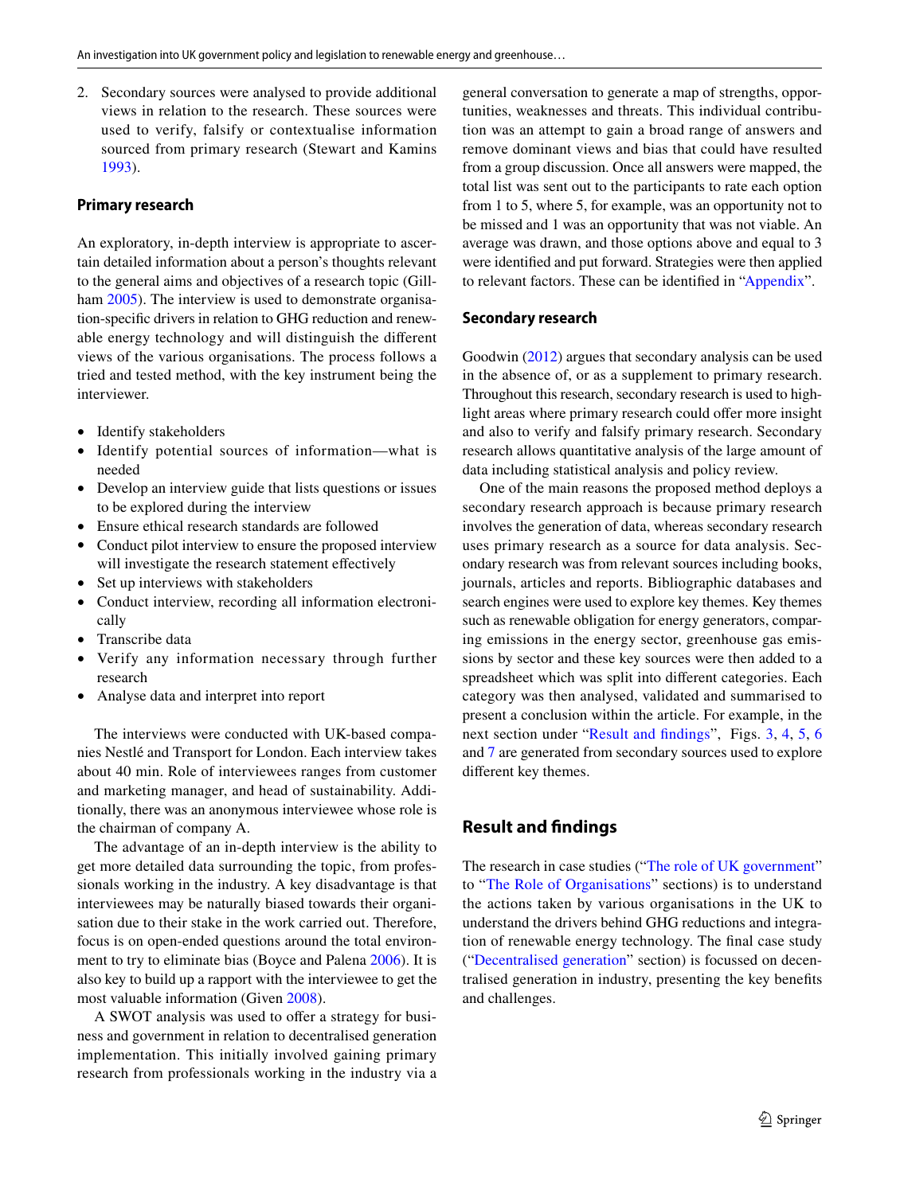2. Secondary sources were analysed to provide additional views in relation to the research. These sources were used to verify, falsify or contextualise information sourced from primary research (Stewart and Kamins 1993).

### Primary research

An exploratory, in-depth interview is appropriate to ascertain detailed information about a person's thoughts relevant to the general aims and objectives of a research topic (Gillham 2005). The interview is used to demonstrate organisation-specific drivers in relation to GHG reduction and renewable energy technology and will distinguish the different views of the various organisations. The process follows a tried and tested method, with the key instrument being the interviewer.

- Identify stakeholders
- Identify potential sources of information—what is needed
- Develop an interview guide that lists questions or issues to be explored during the interview
- Ensure ethical research standards are followed
- Conduct pilot interview to ensure the proposed interview will investigate the research statement effectively
- Set up interviews with stakeholders
- Conduct interview, recording all information electronically
- Transcribe data
- Verify any information necessary through further research
- Analyse data and interpret into report

The interviews were conducted with UK-based companies Nestlé and Transport for London. Each interview takes about 40 min. Role of interviewees ranges from customer and marketing manager, and head of sustainability. Additionally, there was an anonymous interviewee whose role is the chairman of company A.

The advantage of an in-depth interview is the ability to get more detailed data surrounding the topic, from professionals working in the industry. A key disadvantage is that interviewees may be naturally biased towards their organisation due to their stake in the work carried out. Therefore, focus is on open-ended questions around the total environment to try to eliminate bias (Boyce and Palena 2006). It is also key to build up a rapport with the interviewee to get the most valuable information (Given 2008).

A SWOT analysis was used to offer a strategy for business and government in relation to decentralised generation implementation. This initially involved gaining primary research from professionals working in the industry via a general conversation to generate a map of strengths, opportunities, weaknesses and threats. This individual contribution was an attempt to gain a broad range of answers and remove dominant views and bias that could have resulted from a group discussion. Once all answers were mapped, the total list was sent out to the participants to rate each option from 1 to 5, where 5, for example, was an opportunity not to be missed and 1 was an opportunity that was not viable. An average was drawn, and those options above and equal to 3 were identified and put forward. Strategies were then applied to relevant factors. These can be identified in "Appendix".

### Secondary research

Goodwin (2012) argues that secondary analysis can be used in the absence of, or as a supplement to primary research. Throughout this research, secondary research is used to highlight areas where primary research could offer more insight and also to verify and falsify primary research. Secondary research allows quantitative analysis of the large amount of data including statistical analysis and policy review.

One of the main reasons the proposed method deploys a secondary research approach is because primary research involves the generation of data, whereas secondary research uses primary research as a source for data analysis. Secondary research was from relevant sources including books, journals, articles and reports. Bibliographic databases and search engines were used to explore key themes. Key themes such as renewable obligation for energy generators, comparing emissions in the energy sector, greenhouse gas emissions by sector and these key sources were then added to a spreadsheet which was split into different categories. Each category was then analysed, validated and summarised to present a conclusion within the article. For example, in the next section under "Result and findings", Figs. 3, 4, 5, 6 and 7 are generated from secondary sources used to explore different key themes.

## Result and findings

The research in case studies ("The role of UK government" to "The Role of Organisations" sections) is to understand the actions taken by various organisations in the UK to understand the drivers behind GHG reductions and integration of renewable energy technology. The final case study ("Decentralised generation" section) is focussed on decentralised generation in industry, presenting the key benefits and challenges.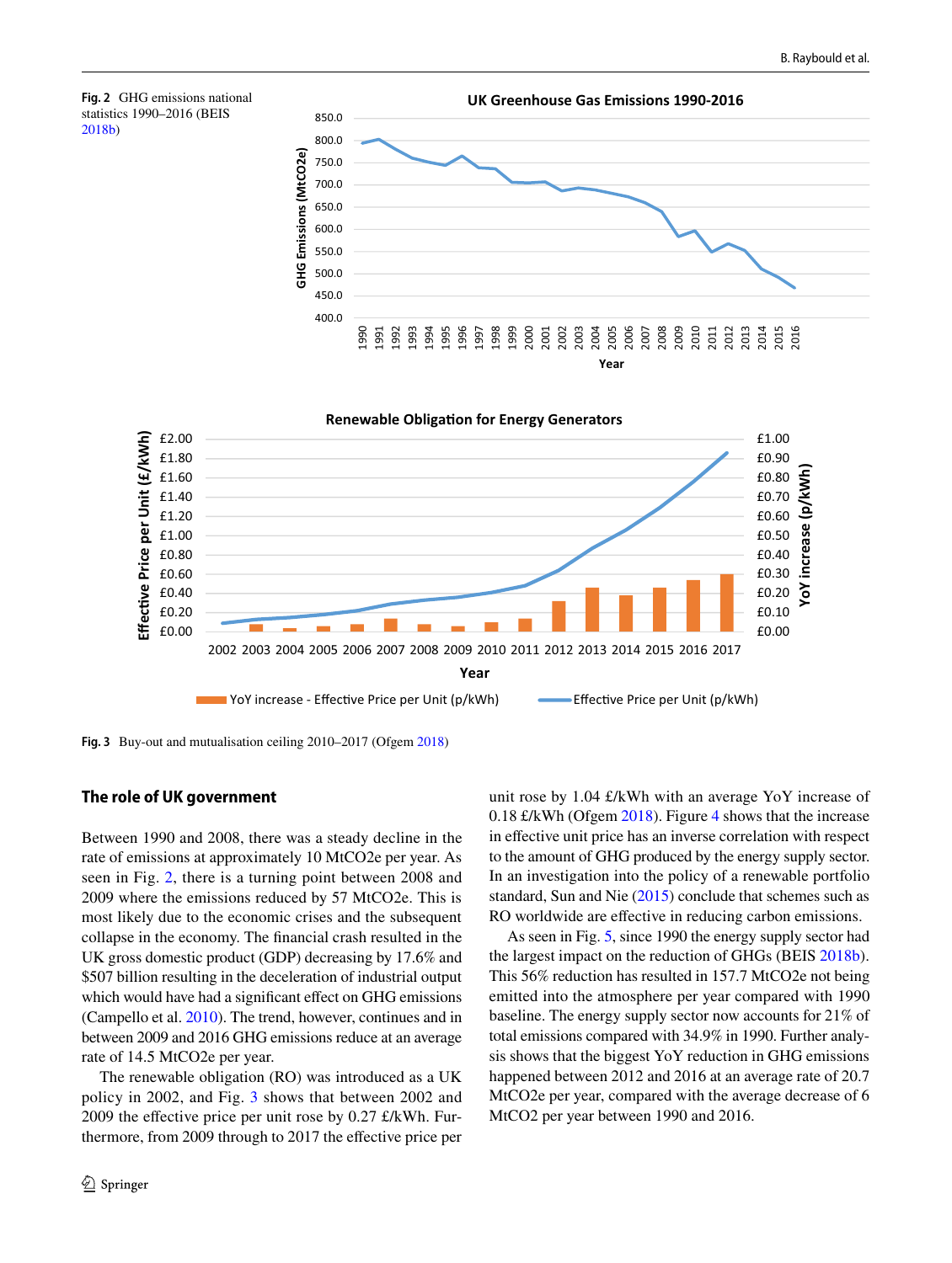**Fig. 2** GHG emissions national statistics 1990–2016 (BEIS 2018b)

**Fig. 3** Buy-out and mutualisation ceiling 2010–2017 (Ofgem 2018)

## The role of UK government

Between 1990 and 2008, there was a steady decline in the rate of emissions at approximately 10 MtCO2e per year. As seen in Fig. 2, there is a turning point between 2008 and 2009 where the emissions reduced by 57 MtCO2e. This is most likely due to the economic crises and the subsequent collapse in the economy. The financial crash resulted in the UK gross domestic product (GDP) decreasing by 17.6% and $507 billion resulting in the deceleration of industrial output which would have had a significant effect on GHG emissions (Campello et al. 2010). The trend, however, continues and in between 2009 and 2016 GHG emissions reduce at an average rate of 14.5 MtCO2e per year.

The renewable obligation (RO) was introduced as a UK policy in 2002, and Fig. 3 shows that between 2002 and 2009 the effective price per unit rose by 0.27 £/kWh. Furthermore, from 2009 through to 2017 the effective price per unit rose by 1.04 £/kWh with an average YoY increase of 0.18 £/kWh (Ofgem 2018). Figure 4 shows that the increase in effective unit price has an inverse correlation with respect to the amount of GHG produced by the energy supply sector. In an investigation into the policy of a renewable portfolio standard, Sun and Nie (2015) conclude that schemes such as RO worldwide are effective in reducing carbon emissions.

As seen in Fig. 5, since 1990 the energy supply sector had the largest impact on the reduction of GHGs (BEIS 2018b). This 56% reduction has resulted in 157.7 MtCO2e not being emitted into the atmosphere per year compared with 1990 baseline. The energy supply sector now accounts for 21% of total emissions compared with 34.9% in 1990. Further analysis shows that the biggest YoY reduction in GHG emissions happened between 2012 and 2016 at an average rate of 20.7 MtCO2e per year, compared with the average decrease of 6 MtCO2 per year between 1990 and 2016.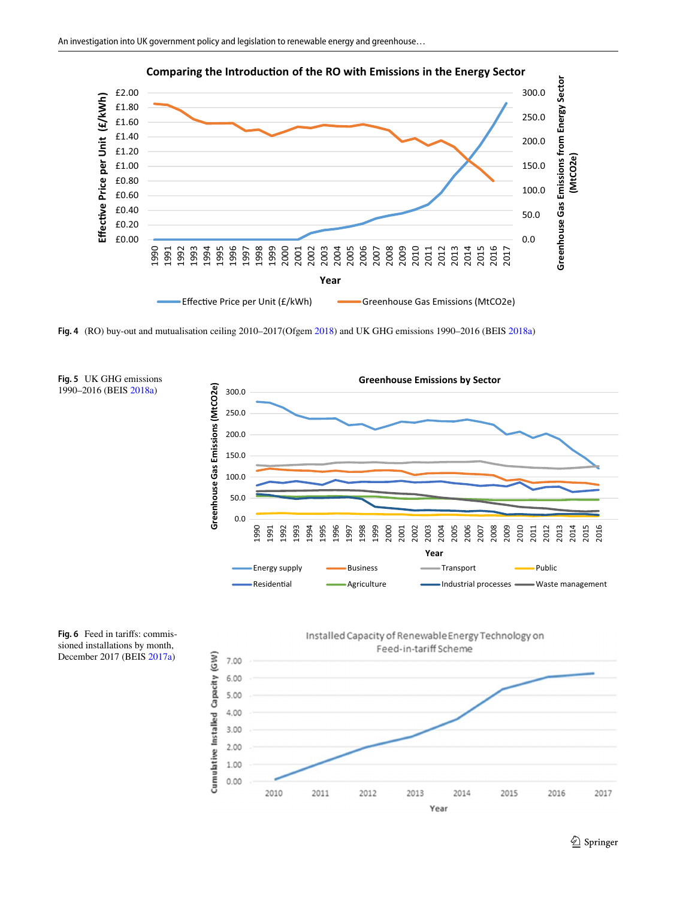**Fig. 4** (RO) buy-out and mutualisation ceiling 2010–2017(Ofgem 2018) and UK GHG emissions 1990–2016 (BEIS 2018a)

**Fig. 5** UK GHG emissions 1990–2016 (BEIS 2018a)

**Fig. 6** Feed in tariffs: commissioned installations by month, December 2017 (BEIS 2017a)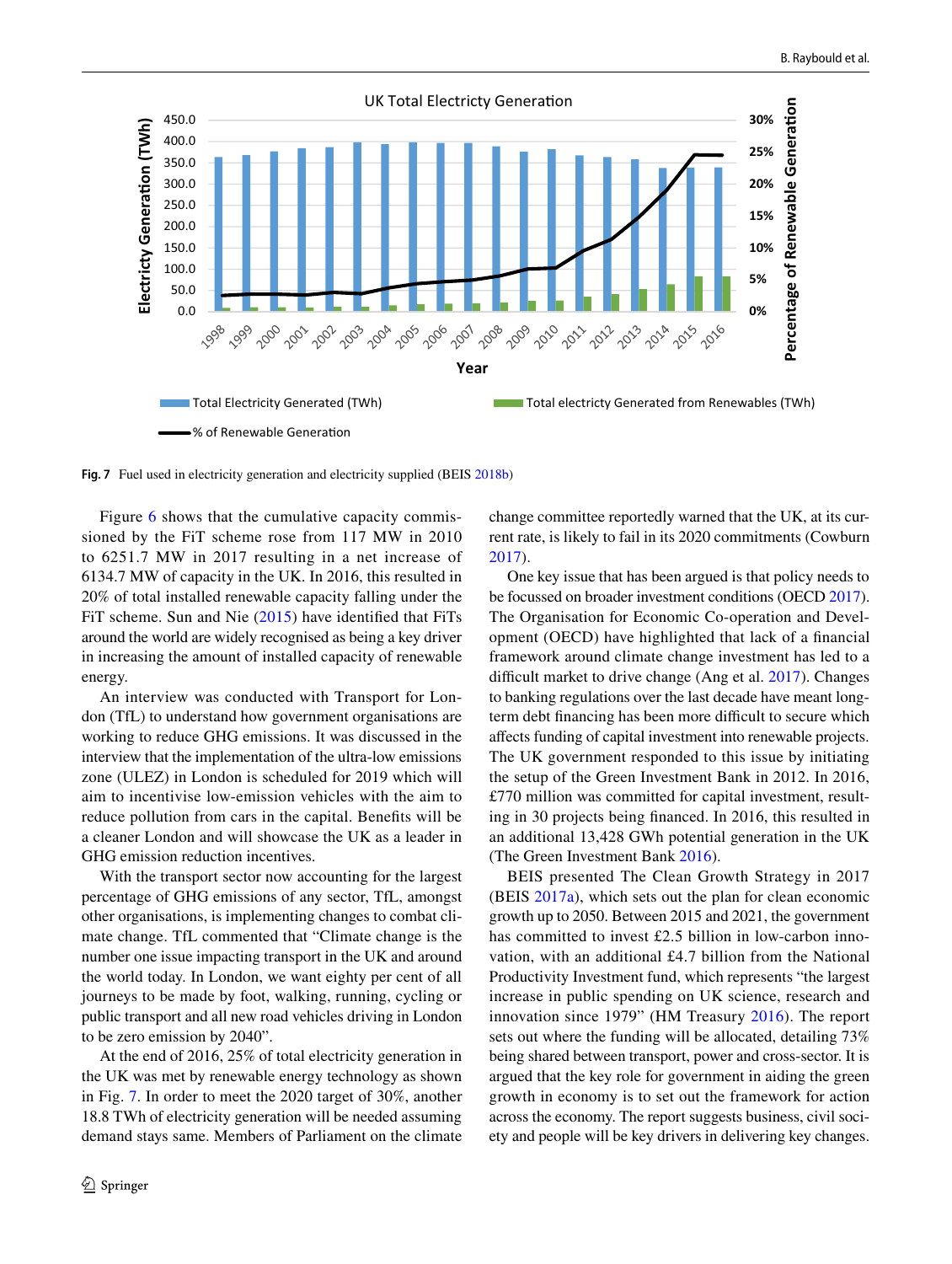Fig. 7 Fuel used in electricity generation and electricity supplied (BEIS 2018b)

Figure 6 shows that the cumulative capacity commissioned by the FiT scheme rose from 117 MW in 2010 to 6251.7 MW in 2017 resulting in a net increase of 6134.7 MW of capacity in the UK. In 2016, this resulted in 20% of total installed renewable capacity falling under the FiT scheme. Sun and Nie (2015) have identified that FiTs around the world are widely recognised as being a key driver in increasing the amount of installed capacity of renewable energy.

An interview was conducted with Transport for London (TfL) to understand how government organisations are working to reduce GHG emissions. It was discussed in the interview that the implementation of the ultra-low emissions zone (ULEZ) in London is scheduled for 2019 which will aim to incentivise low-emission vehicles with the aim to reduce pollution from cars in the capital. Benefits will be a cleaner London and will showcase the UK as a leader in GHG emission reduction incentives.

With the transport sector now accounting for the largest percentage of GHG emissions of any sector, TfL, amongst other organisations, is implementing changes to combat climate change. TfL commented that "Climate change is the number one issue impacting transport in the UK and around the world today. In London, we want eighty per cent of all journeys to be made by foot, walking, running, cycling or public transport and all new road vehicles driving in London to be zero emission by 2040".

At the end of 2016, 25% of total electricity generation in the UK was met by renewable energy technology as shown in Fig. 7. In order to meet the 2020 target of 30%, another 18.8 TWh of electricity generation will be needed assuming demand stays same. Members of Parliament on the climate change committee reportedly warned that the UK, at its current rate, is likely to fail in its 2020 commitments (Cowburn 2017).

One key issue that has been argued is that policy needs to be focussed on broader investment conditions (OECD 2017). The Organisation for Economic Co-operation and Development (OECD) have highlighted that lack of a financial framework around climate change investment has led to a difficult market to drive change (Ang et al. 2017). Changes to banking regulations over the last decade have meant long-term debt financing has been more difficult to secure which affects funding of capital investment into renewable projects. The UK government responded to this issue by initiating the setup of the Green Investment Bank in 2012. In 2016, £770 million was committed for capital investment, resulting in 30 projects being financed. In 2016, this resulted in an additional 13,428 GWh potential generation in the UK (The Green Investment Bank 2016).

BEIS presented The Clean Growth Strategy in 2017 (BEIS 2017a), which sets out the plan for clean economic growth up to 2050. Between 2015 and 2021, the government has committed to invest £2.5 billion in low-carbon innovation, with an additional £4.7 billion from the National Productivity Investment fund, which represents "the largest increase in public spending on UK science, research and innovation since 1979" (HM Treasury 2016). The report sets out where the funding will be allocated, detailing 73% being shared between transport, power and cross-sector. It is argued that the key role for government in aiding the green growth in economy is to set out the framework for action across the economy. The report suggests business, civil society and people will be key drivers in delivering key changes.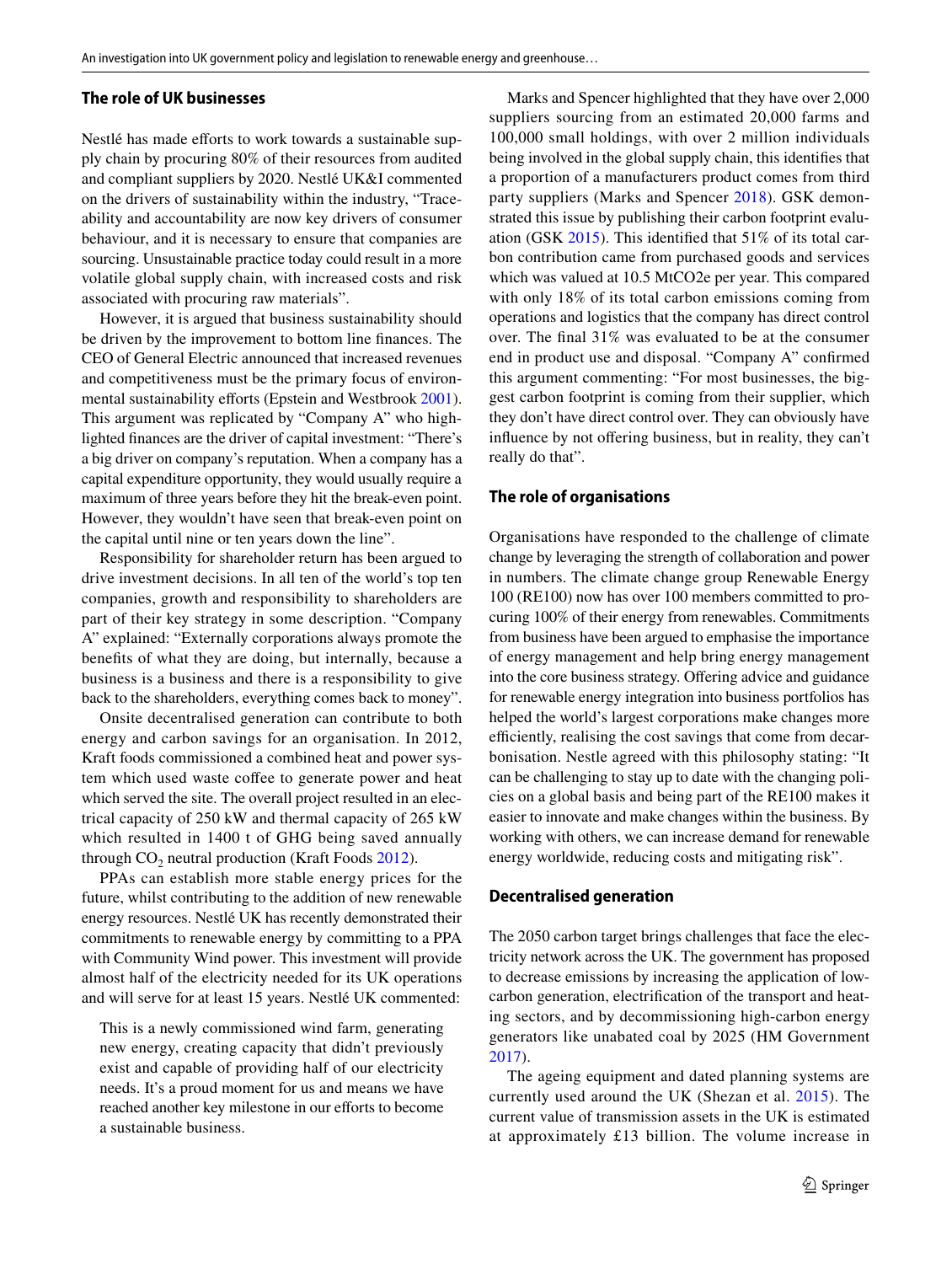## The role of UK businesses

Nestlé has made efforts to work towards a sustainable supply chain by procuring 80% of their resources from audited and compliant suppliers by 2020. Nestlé UK&I commented on the drivers of sustainability within the industry, "Traceability and accountability are now key drivers of consumer behaviour, and it is necessary to ensure that companies are sourcing. Unsustainable practice today could result in a more volatile global supply chain, with increased costs and risk associated with procuring raw materials".

However, it is argued that business sustainability should be driven by the improvement to bottom line finances. The CEO of General Electric announced that increased revenues and competitiveness must be the primary focus of environmental sustainability efforts (Epstein and Westbrook 2001). This argument was replicated by "Company A" who highlighted finances are the driver of capital investment: "There's a big driver on company's reputation. When a company has a capital expenditure opportunity, they would usually require a maximum of three years before they hit the break-even point. However, they wouldn't have seen that break-even point on the capital until nine or ten years down the line".

Responsibility for shareholder return has been argued to drive investment decisions. In all ten of the world's top ten companies, growth and responsibility to shareholders are part of their key strategy in some description. "Company A" explained: "Externally corporations always promote the benefits of what they are doing, but internally, because a business is a business and there is a responsibility to give back to the shareholders, everything comes back to money".

Onsite decentralised generation can contribute to both energy and carbon savings for an organisation. In 2012, Kraft foods commissioned a combined heat and power system which used waste coffee to generate power and heat which served the site. The overall project resulted in an electrical capacity of 250 kW and thermal capacity of 265 kW which resulted in 1400 t of GHG being saved annually through $CO_2$ neutral production (Kraft Foods 2012).

PPAs can establish more stable energy prices for the future, whilst contributing to the addition of new renewable energy resources. Nestlé UK has recently demonstrated their commitments to renewable energy by committing to a PPA with Community Wind power. This investment will provide almost half of the electricity needed for its UK operations and will serve for at least 15 years. Nestlé UK commented:

> This is a newly commissioned wind farm, generating new energy, creating capacity that didn't previously exist and capable of providing half of our electricity needs. It's a proud moment for us and means we have reached another key milestone in our efforts to become a sustainable business.

Marks and Spencer highlighted that they have over 2,000 suppliers sourcing from an estimated 20,000 farms and 100,000 small holdings, with over 2 million individuals being involved in the global supply chain, this identifies that a proportion of a manufacturers product comes from third party suppliers (Marks and Spencer 2018). GSK demonstrated this issue by publishing their carbon footprint evaluation (GSK 2015). This identified that 51% of its total carbon contribution came from purchased goods and services which was valued at 10.5 MtCO2e per year. This compared with only 18% of its total carbon emissions coming from operations and logistics that the company has direct control over. The final 31% was evaluated to be at the consumer end in product use and disposal. "Company A" confirmed this argument commenting: "For most businesses, the biggest carbon footprint is coming from their supplier, which they don't have direct control over. They can obviously have influence by not offering business, but in reality, they can't really do that".

## The role of organisations

Organisations have responded to the challenge of climate change by leveraging the strength of collaboration and power in numbers. The climate change group Renewable Energy 100 (RE100) now has over 100 members committed to procuring 100% of their energy from renewables. Commitments from business have been argued to emphasise the importance of energy management and help bring energy management into the core business strategy. Offering advice and guidance for renewable energy integration into business portfolios has helped the world's largest corporations make changes more efficiently, realising the cost savings that come from decarbonisation. Nestle agreed with this philosophy stating: "It can be challenging to stay up to date with the changing policies on a global basis and being part of the RE100 makes it easier to innovate and make changes within the business. By working with others, we can increase demand for renewable energy worldwide, reducing costs and mitigating risk".

## Decentralised generation

The 2050 carbon target brings challenges that face the electricity network across the UK. The government has proposed to decrease emissions by increasing the application of low-carbon generation, electrification of the transport and heating sectors, and by decommissioning high-carbon energy generators like unabated coal by 2025 (HM Government 2017).

The ageing equipment and dated planning systems are currently used around the UK (Shezan et al. 2015). The current value of transmission assets in the UK is estimated at approximately £13 billion. The volume increase in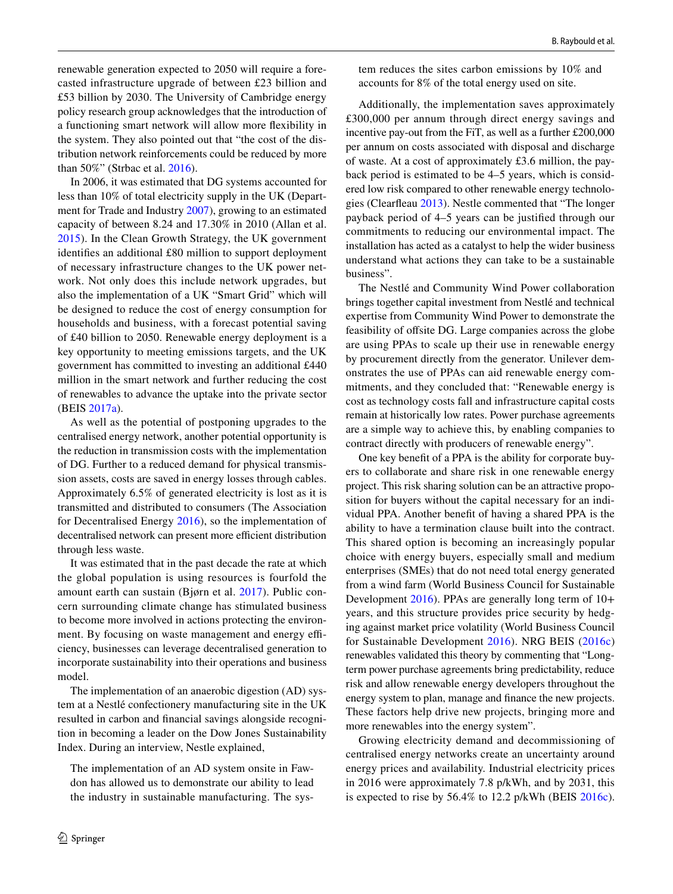renewable generation expected to 2050 will require a forecasted infrastructure upgrade of between £23 billion and £53 billion by 2030. The University of Cambridge energy policy research group acknowledges that the introduction of a functioning smart network will allow more flexibility in the system. They also pointed out that "the cost of the distribution network reinforcements could be reduced by more than 50%" (Strbac et al. 2016).

In 2006, it was estimated that DG systems accounted for less than 10% of total electricity supply in the UK (Department for Trade and Industry 2007), growing to an estimated capacity of between 8.24 and 17.30% in 2010 (Allan et al. 2015). In the Clean Growth Strategy, the UK government identifies an additional £80 million to support deployment of necessary infrastructure changes to the UK power network. Not only does this include network upgrades, but also the implementation of a UK "Smart Grid" which will be designed to reduce the cost of energy consumption for households and business, with a forecast potential saving of £40 billion to 2050. Renewable energy deployment is a key opportunity to meeting emissions targets, and the UK government has committed to investing an additional £440 million in the smart network and further reducing the cost of renewables to advance the uptake into the private sector (BEIS 2017a).

As well as the potential of postponing upgrades to the centralised energy network, another potential opportunity is the reduction in transmission costs with the implementation of DG. Further to a reduced demand for physical transmission assets, costs are saved in energy losses through cables. Approximately 6.5% of generated electricity is lost as it is transmitted and distributed to consumers (The Association for Decentralised Energy 2016), so the implementation of decentralised network can present more efficient distribution through less waste.

It was estimated that in the past decade the rate at which the global population is using resources is fourfold the amount earth can sustain (Bjørn et al. 2017). Public concern surrounding climate change has stimulated business to become more involved in actions protecting the environment. By focusing on waste management and energy efficiency, businesses can leverage decentralised generation to incorporate sustainability into their operations and business model.

The implementation of an anaerobic digestion (AD) system at a Nestlé confectionery manufacturing site in the UK resulted in carbon and financial savings alongside recognition in becoming a leader on the Dow Jones Sustainability Index. During an interview, Nestle explained,

> The implementation of an AD system onsite in Fawdon has allowed us to demonstrate our ability to lead the industry in sustainable manufacturing. The system reduces the sites carbon emissions by 10% and accounts for 8% of the total energy used on site.

Additionally, the implementation saves approximately £300,000 per annum through direct energy savings and incentive pay-out from the FiT, as well as a further £200,000 per annum on costs associated with disposal and discharge of waste. At a cost of approximately £3.6 million, the payback period is estimated to be 4–5 years, which is considered low risk compared to other renewable energy technologies (Clearfleau 2013). Nestle commented that "The longer payback period of 4–5 years can be justified through our commitments to reducing our environmental impact. The installation has acted as a catalyst to help the wider business understand what actions they can take to be a sustainable business".

The Nestlé and Community Wind Power collaboration brings together capital investment from Nestlé and technical expertise from Community Wind Power to demonstrate the feasibility of offsite DG. Large companies across the globe are using PPAs to scale up their use in renewable energy by procurement directly from the generator. Unilever demonstrates the use of PPAs can aid renewable energy commitments, and they concluded that: "Renewable energy is cost as technology costs fall and infrastructure capital costs remain at historically low rates. Power purchase agreements are a simple way to achieve this, by enabling companies to contract directly with producers of renewable energy".

One key benefit of a PPA is the ability for corporate buyers to collaborate and share risk in one renewable energy project. This risk sharing solution can be an attractive proposition for buyers without the capital necessary for an individual PPA. Another benefit of having a shared PPA is the ability to have a termination clause built into the contract. This shared option is becoming an increasingly popular choice with energy buyers, especially small and medium enterprises (SMEs) that do not need total energy generated from a wind farm (World Business Council for Sustainable Development 2016). PPAs are generally long term of 10+ years, and this structure provides price security by hedging against market price volatility (World Business Council for Sustainable Development 2016). NRG BEIS (2016c) renewables validated this theory by commenting that "Long-term power purchase agreements bring predictability, reduce risk and allow renewable energy developers throughout the energy system to plan, manage and finance the new projects. These factors help drive new projects, bringing more and more renewables into the energy system".

Growing electricity demand and decommissioning of centralised energy networks create an uncertainty around energy prices and availability. Industrial electricity prices in 2016 were approximately 7.8 p/kWh, and by 2031, this is expected to rise by 56.4% to 12.2 p/kWh (BEIS 2016c).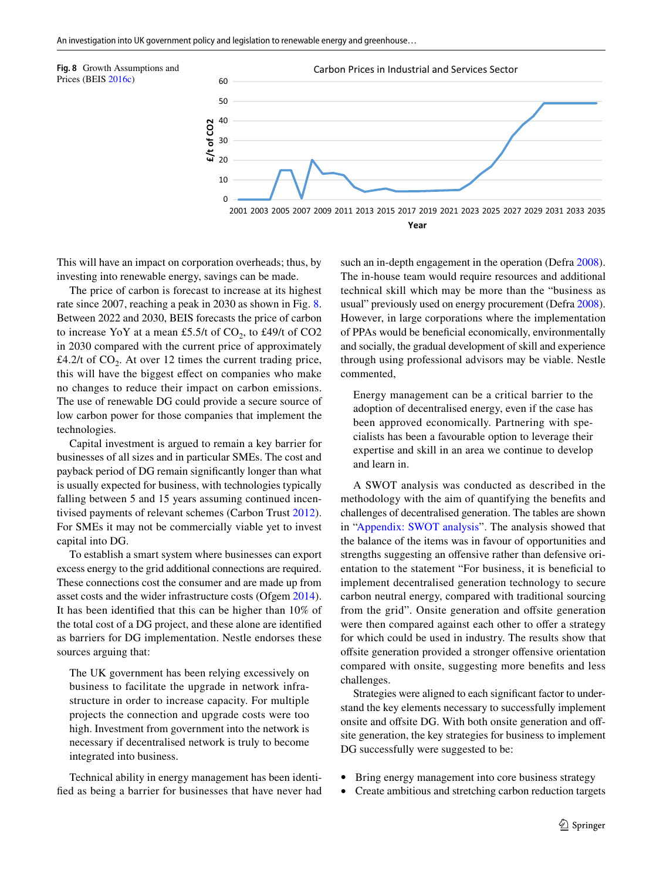**Fig. 8** Growth Assumptions and Prices (BEIS 2016c)

This will have an impact on corporation overheads; thus, by investing into renewable energy, savings can be made.

The price of carbon is forecast to increase at its highest rate since 2007, reaching a peak in 2030 as shown in Fig. 8. Between 2022 and 2030, BEIS forecasts the price of carbon to increase YoY at a mean £5.5/t of $CO_2$, to £49/t of CO2 in 2030 compared with the current price of approximately £4.2/t of $CO_2$. At over 12 times the current trading price, this will have the biggest effect on companies who make no changes to reduce their impact on carbon emissions. The use of renewable DG could provide a secure source of low carbon power for those companies that implement the technologies.

Capital investment is argued to remain a key barrier for businesses of all sizes and in particular SMEs. The cost and payback period of DG remain significantly longer than what is usually expected for business, with technologies typically falling between 5 and 15 years assuming continued incentivised payments of relevant schemes (Carbon Trust 2012). For SMEs it may not be commercially viable yet to invest capital into DG.

To establish a smart system where businesses can export excess energy to the grid additional connections are required. These connections cost the consumer and are made up from asset costs and the wider infrastructure costs (Ofgem 2014). It has been identified that this can be higher than 10% of the total cost of a DG project, and these alone are identified as barriers for DG implementation. Nestle endorses these sources arguing that:

> The UK government has been relying excessively on business to facilitate the upgrade in network infrastructure in order to increase capacity. For multiple projects the connection and upgrade costs were too high. Investment from government into the network is necessary if decentralised network is truly to become integrated into business.

Technical ability in energy management has been identified as being a barrier for businesses that have never had such an in-depth engagement in the operation (Defra 2008). The in-house team would require resources and additional technical skill which may be more than the "business as usual" previously used on energy procurement (Defra 2008). However, in large corporations where the implementation of PPAs would be beneficial economically, environmentally and socially, the gradual development of skill and experience through using professional advisors may be viable. Nestle commented,

> Energy management can be a critical barrier to the adoption of decentralised energy, even if the case has been approved economically. Partnering with specialists has been a favourable option to leverage their expertise and skill in an area we continue to develop and learn in.

A SWOT analysis was conducted as described in the methodology with the aim of quantifying the benefits and challenges of decentralised generation. The tables are shown in "Appendix: SWOT analysis". The analysis showed that the balance of the items was in favour of opportunities and strengths suggesting an offensive rather than defensive orientation to the statement "For business, it is beneficial to implement decentralised generation technology to secure carbon neutral energy, compared with traditional sourcing from the grid". Onsite generation and offsite generation were then compared against each other to offer a strategy for which could be used in industry. The results show that offsite generation provided a stronger offensive orientation compared with onsite, suggesting more benefits and less challenges.

Strategies were aligned to each significant factor to understand the key elements necessary to successfully implement onsite and offsite DG. With both onsite generation and offsite generation, the key strategies for business to implement DG successfully were suggested to be:

- Bring energy management into core business strategy
- Create ambitious and stretching carbon reduction targets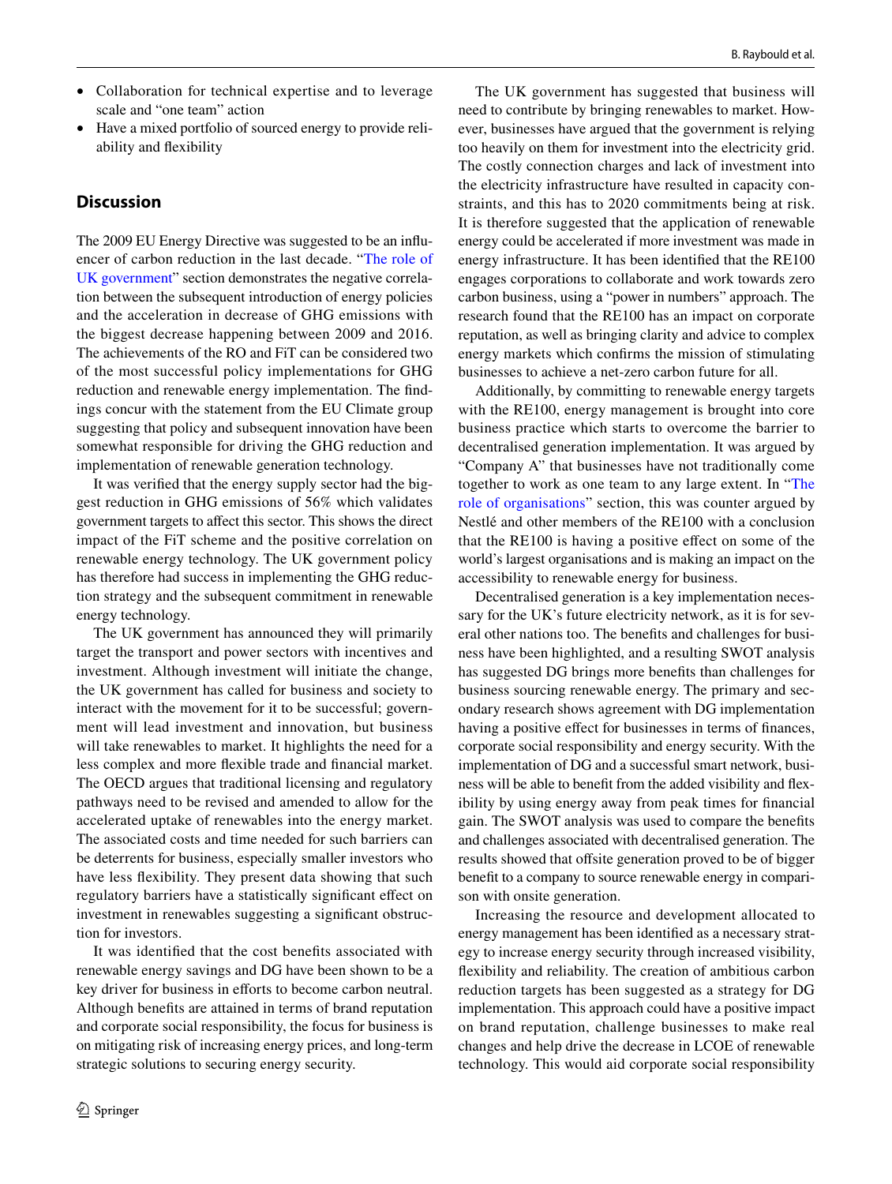- Collaboration for technical expertise and to leverage scale and "one team" action
- Have a mixed portfolio of sourced energy to provide reliability and flexibility

## Discussion

The 2009 EU Energy Directive was suggested to be an influencer of carbon reduction in the last decade. "The role of UK government" section demonstrates the negative correlation between the subsequent introduction of energy policies and the acceleration in decrease of GHG emissions with the biggest decrease happening between 2009 and 2016. The achievements of the RO and FiT can be considered two of the most successful policy implementations for GHG reduction and renewable energy implementation. The findings concur with the statement from the EU Climate group suggesting that policy and subsequent innovation have been somewhat responsible for driving the GHG reduction and implementation of renewable generation technology.

It was verified that the energy supply sector had the biggest reduction in GHG emissions of 56% which validates government targets to affect this sector. This shows the direct impact of the FiT scheme and the positive correlation on renewable energy technology. The UK government policy has therefore had success in implementing the GHG reduction strategy and the subsequent commitment in renewable energy technology.

The UK government has announced they will primarily target the transport and power sectors with incentives and investment. Although investment will initiate the change, the UK government has called for business and society to interact with the movement for it to be successful; government will lead investment and innovation, but business will take renewables to market. It highlights the need for a less complex and more flexible trade and financial market. The OECD argues that traditional licensing and regulatory pathways need to be revised and amended to allow for the accelerated uptake of renewables into the energy market. The associated costs and time needed for such barriers can be deterrents for business, especially smaller investors who have less flexibility. They present data showing that such regulatory barriers have a statistically significant effect on investment in renewables suggesting a significant obstruction for investors.

It was identified that the cost benefits associated with renewable energy savings and DG have been shown to be a key driver for business in efforts to become carbon neutral. Although benefits are attained in terms of brand reputation and corporate social responsibility, the focus for business is on mitigating risk of increasing energy prices, and long-term strategic solutions to securing energy security.

The UK government has suggested that business will need to contribute by bringing renewables to market. However, businesses have argued that the government is relying too heavily on them for investment into the electricity grid. The costly connection charges and lack of investment into the electricity infrastructure have resulted in capacity constraints, and this has to 2020 commitments being at risk. It is therefore suggested that the application of renewable energy could be accelerated if more investment was made in energy infrastructure. It has been identified that the RE100 engages corporations to collaborate and work towards zero carbon business, using a "power in numbers" approach. The research found that the RE100 has an impact on corporate reputation, as well as bringing clarity and advice to complex energy markets which confirms the mission of stimulating businesses to achieve a net-zero carbon future for all.

Additionally, by committing to renewable energy targets with the RE100, energy management is brought into core business practice which starts to overcome the barrier to decentralised generation implementation. It was argued by "Company A" that businesses have not traditionally come together to work as one team to any large extent. In "The role of organisations" section, this was counter argued by Nestlé and other members of the RE100 with a conclusion that the RE100 is having a positive effect on some of the world's largest organisations and is making an impact on the accessibility to renewable energy for business.

Decentralised generation is a key implementation necessary for the UK's future electricity network, as it is for several other nations too. The benefits and challenges for business have been highlighted, and a resulting SWOT analysis has suggested DG brings more benefits than challenges for business sourcing renewable energy. The primary and secondary research shows agreement with DG implementation having a positive effect for businesses in terms of finances, corporate social responsibility and energy security. With the implementation of DG and a successful smart network, business will be able to benefit from the added visibility and flexibility by using energy away from peak times for financial gain. The SWOT analysis was used to compare the benefits and challenges associated with decentralised generation. The results showed that offsite generation proved to be of bigger benefit to a company to source renewable energy in comparison with onsite generation.

Increasing the resource and development allocated to energy management has been identified as a necessary strategy to increase energy security through increased visibility, flexibility and reliability. The creation of ambitious carbon reduction targets has been suggested as a strategy for DG implementation. This approach could have a positive impact on brand reputation, challenge businesses to make real changes and help drive the decrease in LCOE of renewable technology. This would aid corporate social responsibility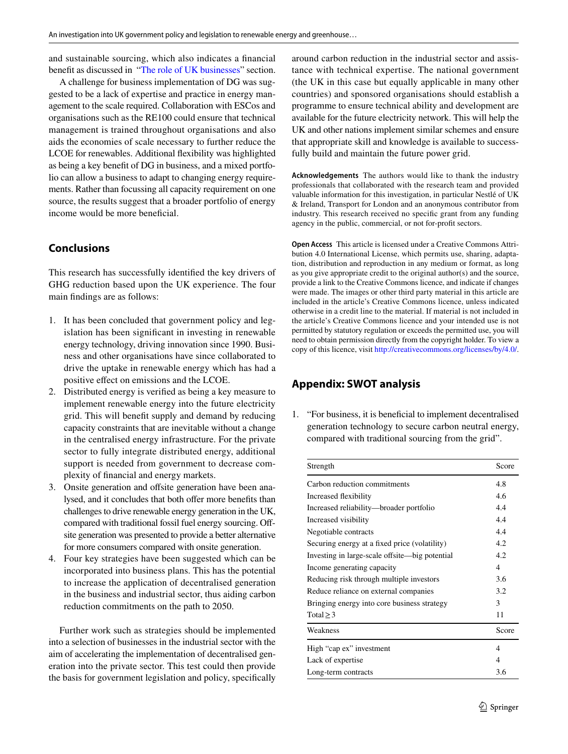and sustainable sourcing, which also indicates a financial benefit as discussed in "The role of UK businesses" section.

A challenge for business implementation of DG was suggested to be a lack of expertise and practice in energy management to the scale required. Collaboration with ESCos and organisations such as the RE100 could ensure that technical management is trained throughout organisations and also aids the economies of scale necessary to further reduce the LCOE for renewables. Additional flexibility was highlighted as being a key benefit of DG in business, and a mixed portfolio can allow a business to adapt to changing energy requirements. Rather than focussing all capacity requirement on one source, the results suggest that a broader portfolio of energy income would be more beneficial.

## Conclusions

This research has successfully identified the key drivers of GHG reduction based upon the UK experience. The four main findings are as follows:

1. It has been concluded that government policy and legislation has been significant in investing in renewable energy technology, driving innovation since 1990. Business and other organisations have since collaborated to drive the uptake in renewable energy which has had a positive effect on emissions and the LCOE.
2. Distributed energy is verified as being a key measure to implement renewable energy into the future electricity grid. This will benefit supply and demand by reducing capacity constraints that are inevitable without a change in the centralised energy infrastructure. For the private sector to fully integrate distributed energy, additional support is needed from government to decrease complexity of financial and energy markets.
3. Onsite generation and offsite generation have been analysed, and it concludes that both offer more benefits than challenges to drive renewable energy generation in the UK, compared with traditional fossil fuel energy sourcing. Offsite generation was presented to provide a better alternative for more consumers compared with onsite generation.
4. Four key strategies have been suggested which can be incorporated into business plans. This has the potential to increase the application of decentralised generation in the business and industrial sector, thus aiding carbon reduction commitments on the path to 2050.

Further work such as strategies should be implemented into a selection of businesses in the industrial sector with the aim of accelerating the implementation of decentralised generation into the private sector. This test could then provide the basis for government legislation and policy, specifically around carbon reduction in the industrial sector and assistance with technical expertise. The national government (the UK in this case but equally applicable in many other countries) and sponsored organisations should establish a programme to ensure technical ability and development are available for the future electricity network. This will help the UK and other nations implement similar schemes and ensure that appropriate skill and knowledge is available to successfully build and maintain the future power grid.

**Acknowledgements** The authors would like to thank the industry professionals that collaborated with the research team and provided valuable information for this investigation, in particular Nestlé of UK & Ireland, Transport for London and an anonymous contributor from industry. This research received no specific grant from any funding agency in the public, commercial, or not for-profit sectors.

**Open Access** This article is licensed under a Creative Commons Attribution 4.0 International License, which permits use, sharing, adaptation, distribution and reproduction in any medium or format, as long as you give appropriate credit to the original author(s) and the source, provide a link to the Creative Commons licence, and indicate if changes were made. The images or other third party material in this article are included in the article's Creative Commons licence, unless indicated otherwise in a credit line to the material. If material is not included in the article's Creative Commons licence and your intended use is not permitted by statutory regulation or exceeds the permitted use, you will need to obtain permission directly from the copyright holder. To view a copy of this licence, visit http://creativecommons.org/licenses/by/4.0/.

## Appendix: SWOT analysis

1. "For business, it is beneficial to implement decentralised generation technology to secure carbon neutral energy, compared with traditional sourcing from the grid".

| Strength | Score |
|---|---|
| Carbon reduction commitments | 4.8 |
| Increased flexibility | 4.6 |
| Increased reliability—broader portfolio | 4.4 |
| Increased visibility | 4.4 |
| Negotiable contracts | 4.4 |
| Securing energy at a fixed price (volatility) | 4.2 |
| Investing in large-scale offsite—big potential | 4.2 |
| Income generating capacity | 4 |
| Reducing risk through multiple investors | 3.6 |
| Reduce reliance on external companies | 3.2 |
| Bringing energy into core business strategy | 3 |
| Total ≥ 3 | 11 |
| **Weakness** | **Score** |
| High "cap ex" investment | 4 |
| Lack of expertise | 4 |
| Long-term contracts | 3.6 |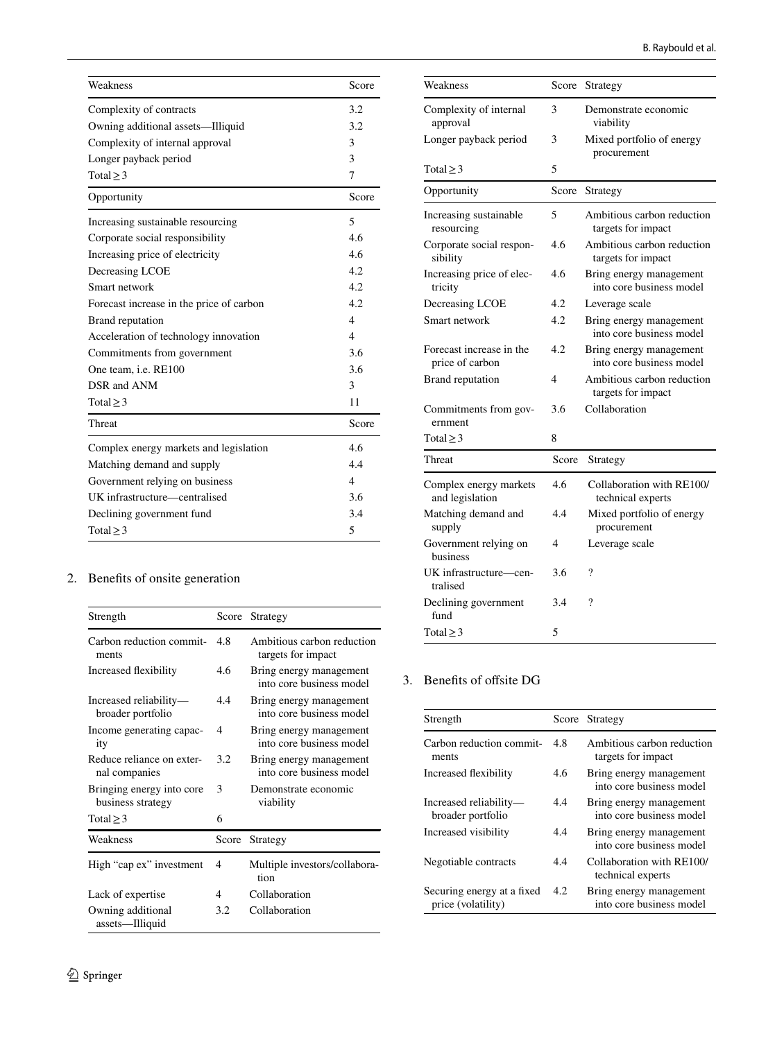| Weakness | Score |
|---|---|
| Complexity of contracts | 3.2 |
| Owning additional assets—Illiquid | 3.2 |
| Complexity of internal approval | 3 |
| Longer payback period | 3 |
| Total ≥ 3 | 7 |

| Opportunity | Score |
|---|---|
| Increasing sustainable resourcing | 5 |
| Corporate social responsibility | 4.6 |
| Increasing price of electricity | 4.6 |
| Decreasing LCOE | 4.2 |
| Smart network | 4.2 |
| Forecast increase in the price of carbon | 4.2 |
| Brand reputation | 4 |
| Acceleration of technology innovation | 4 |
| Commitments from government | 3.6 |
| One team, i.e. RE100 | 3.6 |
| DSR and ANM | 3 |
| Total ≥ 3 | 11 |

| Threat | Score |
|---|---|
| Complex energy markets and legislation | 4.6 |
| Matching demand and supply | 4.4 |
| Government relying on business | 4 |
| UK infrastructure—centralised | 3.6 |
| Declining government fund | 3.4 |
| Total ≥ 3 | 5 |

2. Benefits of onsite generation

| Strength | Score | Strategy |
|---|---|---|
| Carbon reduction commitments | 4.8 | Ambitious carbon reduction targets for impact |
| Increased flexibility | 4.6 | Bring energy management into core business model |
| Increased reliability—broader portfolio | 4.4 | Bring energy management into core business model |
| Income generating capacity | 4 | Bring energy management into core business model |
| Reduce reliance on external companies | 3.2 | Bring energy management into core business model |
| Bringing energy into core business strategy | 3 | Demonstrate economic viability |
| Total ≥ 3 | 6 | |

| Weakness | Score | Strategy |
|---|---|---|
| High "cap ex" investment | 4 | Multiple investors/collaboration |
| Lack of expertise | 4 | Collaboration |
| Owning additional assets—Illiquid | 3.2 | Collaboration |
| Complexity of internal approval | 3 | Demonstrate economic viability |
| Longer payback period | 3 | Mixed portfolio of energy procurement |
| Total ≥ 3 | 5 | |

| Opportunity | Score | Strategy |
|---|---|---|
| Increasing sustainable resourcing | 5 | Ambitious carbon reduction targets for impact |
| Corporate social responsibility | 4.6 | Ambitious carbon reduction targets for impact |
| Increasing price of electricity | 4.6 | Bring energy management into core business model |
| Decreasing LCOE | 4.2 | Leverage scale |
| Smart network | 4.2 | Bring energy management into core business model |
| Forecast increase in the price of carbon | 4.2 | Bring energy management into core business model |
| Brand reputation | 4 | Ambitious carbon reduction targets for impact |
| Commitments from government | 3.6 | Collaboration |
| Total ≥ 3 | 8 | |

| Threat | Score | Strategy |
|---|---|---|
| Complex energy markets and legislation | 4.6 | Collaboration with RE100/technical experts |
| Matching demand and supply | 4.4 | Mixed portfolio of energy procurement |
| Government relying on business | 4 | Leverage scale |
| UK infrastructure—centralised | 3.6 | ? |
| Declining government fund | 3.4 | ? |
| Total ≥ 3 | 5 | |

3. Benefits of offsite DG

| Strength | Score | Strategy |
|---|---|---|
| Carbon reduction commitments | 4.8 | Ambitious carbon reduction targets for impact |
| Increased flexibility | 4.6 | Bring energy management into core business model |
| Increased reliability—broader portfolio | 4.4 | Bring energy management into core business model |
| Increased visibility | 4.4 | Bring energy management into core business model |
| Negotiable contracts | 4.4 | Collaboration with RE100/technical experts |
| Securing energy at a fixed price (volatility) | 4.2 | Bring energy management into core business model |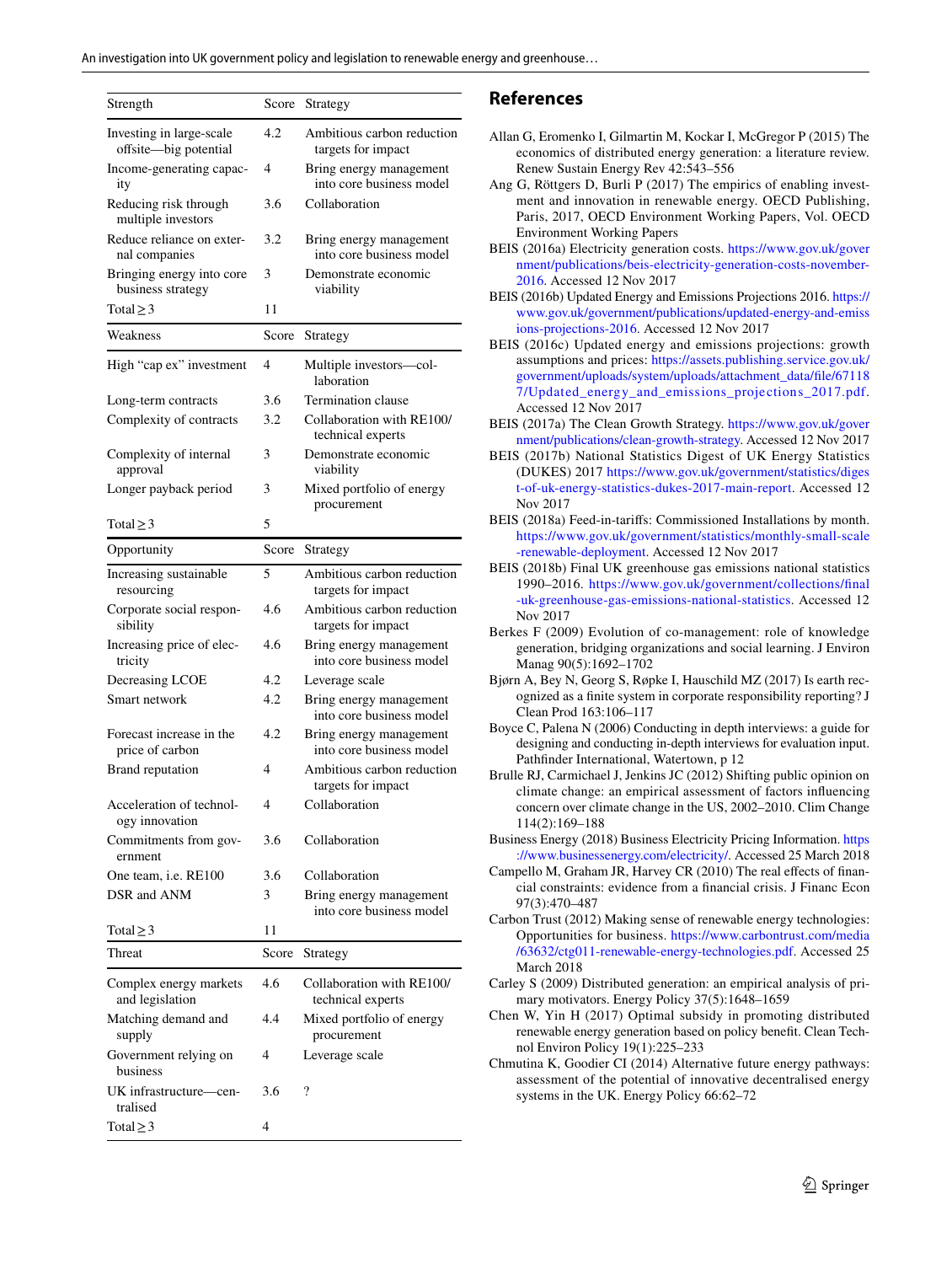| Strength | Score | Strategy |
|---|---|---|
| Investing in large-scale offsite—big potential | 4.2 | Ambitious carbon reduction targets for impact |
| Income-generating capacity | 4 | Bring energy management into core business model |
| Reducing risk through multiple investors | 3.6 | Collaboration |
| Reduce reliance on external companies | 3.2 | Bring energy management into core business model |
| Bringing energy into core business strategy | 3 | Demonstrate economic viability |
| Total ≥ 3 | 11 | |
| **Weakness** | **Score** | **Strategy** |
| High "cap ex" investment | 4 | Multiple investors—collaboration |
| Long-term contracts | 3.6 | Termination clause |
| Complexity of contracts | 3.2 | Collaboration with RE100/technical experts |
| Complexity of internal approval | 3 | Demonstrate economic viability |
| Longer payback period | 3 | Mixed portfolio of energy procurement |
| Total ≥ 3 | 5 | |
| **Opportunity** | **Score** | **Strategy** |
| Increasing sustainable resourcing | 5 | Ambitious carbon reduction targets for impact |
| Corporate social responsibility | 4.6 | Ambitious carbon reduction targets for impact |
| Increasing price of electricity | 4.6 | Bring energy management into core business model |
| Decreasing LCOE | 4.2 | Leverage scale |
| Smart network | 4.2 | Bring energy management into core business model |
| Forecast increase in the price of carbon | 4.2 | Bring energy management into core business model |
| Brand reputation | 4 | Ambitious carbon reduction targets for impact |
| Acceleration of technology innovation | 4 | Collaboration |
| Commitments from government | 3.6 | Collaboration |
| One team, i.e. RE100 | 3.6 | Collaboration |
| DSR and ANM | 3 | Bring energy management into core business model |
| Total ≥ 3 | 11 | |
| **Threat** | **Score** | **Strategy** |
| Complex energy markets and legislation | 4.6 | Collaboration with RE100/technical experts |
| Matching demand and supply | 4.4 | Mixed portfolio of energy procurement |
| Government relying on business | 4 | Leverage scale |
| UK infrastructure—centralised | 3.6 | ? |
| Total ≥ 3 | 4 | |

## References

Allan G, Eromenko I, Gilmartin M, Kockar I, McGregor P (2015) The economics of distributed energy generation: a literature review. Renew Sustain Energy Rev 42:543–556

Ang G, Röttgers D, Burli P (2017) The empirics of enabling investment and innovation in renewable energy. OECD Publishing, Paris, 2017, OECD Environment Working Papers, Vol. OECD Environment Working Papers

BEIS (2016a) Electricity generation costs. https://www.gov.uk/government/publications/beis-electricity-generation-costs-november-2016. Accessed 12 Nov 2017

BEIS (2016b) Updated Energy and Emissions Projections 2016. https://www.gov.uk/government/publications/updated-energy-and-emissions-projections-2016. Accessed 12 Nov 2017

BEIS (2016c) Updated energy and emissions projections: growth assumptions and prices: https://assets.publishing.service.gov.uk/government/uploads/system/uploads/attachment_data/file/671187/Updated_energy_and_emissions_projections_2017.pdf. Accessed 12 Nov 2017

BEIS (2017a) The Clean Growth Strategy. https://www.gov.uk/government/publications/clean-growth-strategy. Accessed 12 Nov 2017

BEIS (2017b) National Statistics Digest of UK Energy Statistics (DUKES) 2017 https://www.gov.uk/government/statistics/digest-of-uk-energy-statistics-dukes-2017-main-report. Accessed 12 Nov 2017

BEIS (2018a) Feed-in-tariffs: Commissioned Installations by month. https://www.gov.uk/government/statistics/monthly-small-scale-renewable-deployment. Accessed 12 Nov 2017

BEIS (2018b) Final UK greenhouse gas emissions national statistics 1990–2016. https://www.gov.uk/government/collections/final-uk-greenhouse-gas-emissions-national-statistics. Accessed 12 Nov 2017

Berkes F (2009) Evolution of co-management: role of knowledge generation, bridging organizations and social learning. J Environ Manag 90(5):1692–1702

Bjørn A, Bey N, Georg S, Røpke I, Hauschild MZ (2017) Is earth recognized as a finite system in corporate responsibility reporting? J Clean Prod 163:106–117

Boyce C, Palena N (2006) Conducting in depth interviews: a guide for designing and conducting in-depth interviews for evaluation input. Pathfinder International, Watertown, p 12

Brulle RJ, Carmichael J, Jenkins JC (2012) Shifting public opinion on climate change: an empirical assessment of factors influencing concern over climate change in the US, 2002–2010. Clim Change 114(2):169–188

Business Energy (2018) Business Electricity Pricing Information. https://www.businessenergy.com/electricity/. Accessed 25 March 2018

Campello M, Graham JR, Harvey CR (2010) The real effects of financial constraints: evidence from a financial crisis. J Financ Econ 97(3):470–487

Carbon Trust (2012) Making sense of renewable energy technologies: Opportunities for business. https://www.carbontrust.com/media/63632/ctg011-renewable-energy-technologies.pdf. Accessed 25 March 2018

Carley S (2009) Distributed generation: an empirical analysis of primary motivators. Energy Policy 37(5):1648–1659

Chen W, Yin H (2017) Optimal subsidy in promoting distributed renewable energy generation based on policy benefit. Clean Technol Environ Policy 19(1):225–233

Chmutina K, Goodier CI (2014) Alternative future energy pathways: assessment of the potential of innovative decentralised energy systems in the UK. Energy Policy 66:62–72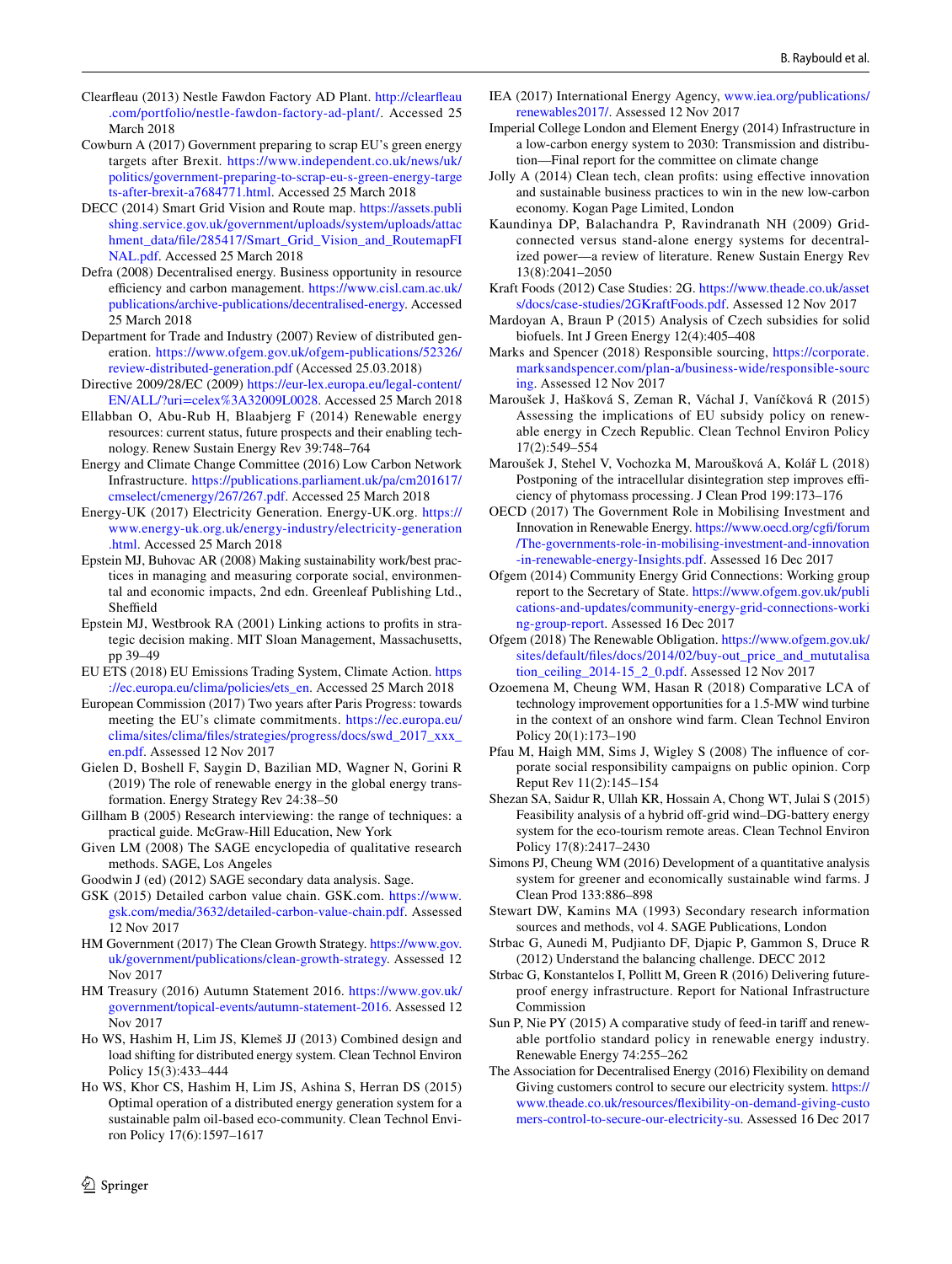Clearfleau (2013) Nestle Fawdon Factory AD Plant. http://clearfleau.com/portfolio/nestle-fawdon-factory-ad-plant/. Accessed 25 March 2018

Cowburn A (2017) Government preparing to scrap EU's green energy targets after Brexit. https://www.independent.co.uk/news/uk/politics/government-preparing-to-scrap-eu-s-green-energy-targets-after-brexit-a7684771.html. Accessed 25 March 2018

DECC (2014) Smart Grid Vision and Route map. https://assets.publishing.service.gov.uk/government/uploads/system/uploads/attachment_data/file/285417/Smart_Grid_Vision_and_RoutemapFINAL.pdf. Accessed 25 March 2018

Defra (2008) Decentralised energy. Business opportunity in resource efficiency and carbon management. https://www.cisl.cam.ac.uk/publications/archive-publications/decentralised-energy. Accessed 25 March 2018

Department for Trade and Industry (2007) Review of distributed generation. https://www.ofgem.gov.uk/ofgem-publications/52326/review-distributed-generation.pdf (Accessed 25.03.2018)

Directive 2009/28/EC (2009) https://eur-lex.europa.eu/legal-content/EN/ALL/?uri=celex%3A32009L0028. Accessed 25 March 2018

Ellabban O, Abu-Rub H, Blaabjerg F (2014) Renewable energy resources: current status, future prospects and their enabling technology. Renew Sustain Energy Rev 39:748–764

Energy and Climate Change Committee (2016) Low Carbon Network Infrastructure. https://publications.parliament.uk/pa/cm201617/cmselect/cmenergy/267/267.pdf. Accessed 25 March 2018

Energy-UK (2017) Electricity Generation. Energy-UK.org. https://www.energy-uk.org.uk/energy-industry/electricity-generation.html. Accessed 25 March 2018

Epstein MJ, Buhovac AR (2008) Making sustainability work/best practices in managing and measuring corporate social, environmental and economic impacts, 2nd edn. Greenleaf Publishing Ltd., Sheffield

Epstein MJ, Westbrook RA (2001) Linking actions to profits in strategic decision making. MIT Sloan Management, Massachusetts, pp 39–49

EU ETS (2018) EU Emissions Trading System, Climate Action. https://ec.europa.eu/clima/policies/ets_en. Accessed 25 March 2018

European Commission (2017) Two years after Paris Progress: towards meeting the EU's climate commitments. https://ec.europa.eu/clima/sites/clima/files/strategies/progress/docs/swd_2017_xxx_en.pdf. Assessed 12 Nov 2017

Gielen D, Boshell F, Saygin D, Bazilian MD, Wagner N, Gorini R (2019) The role of renewable energy in the global energy transformation. Energy Strategy Rev 24:38–50

Gillham B (2005) Research interviewing: the range of techniques: a practical guide. McGraw-Hill Education, New York

Given LM (2008) The SAGE encyclopedia of qualitative research methods. SAGE, Los Angeles

Goodwin J (ed) (2012) SAGE secondary data analysis. Sage.

GSK (2015) Detailed carbon value chain. GSK.com. https://www.gsk.com/media/3632/detailed-carbon-value-chain.pdf. Assessed 12 Nov 2017

HM Government (2017) The Clean Growth Strategy. https://www.gov.uk/government/publications/clean-growth-strategy. Assessed 12 Nov 2017

HM Treasury (2016) Autumn Statement 2016. https://www.gov.uk/government/topical-events/autumn-statement-2016. Assessed 12 Nov 2017

Ho WS, Hashim H, Lim JS, Klemeš JJ (2013) Combined design and load shifting for distributed energy system. Clean Technol Environ Policy 15(3):433–444

Ho WS, Khor CS, Hashim H, Lim JS, Ashina S, Herran DS (2015) Optimal operation of a distributed energy generation system for a sustainable palm oil-based eco-community. Clean Technol Environ Policy 17(6):1597–1617

IEA (2017) International Energy Agency, www.iea.org/publications/renewables2017/. Assessed 12 Nov 2017

Imperial College London and Element Energy (2014) Infrastructure in a low-carbon energy system to 2030: Transmission and distribution—Final report for the committee on climate change

Jolly A (2014) Clean tech, clean profits: using effective innovation and sustainable business practices to win in the new low-carbon economy. Kogan Page Limited, London

Kaundinya DP, Balachandra P, Ravindranath NH (2009) Grid-connected versus stand-alone energy systems for decentralized power—a review of literature. Renew Sustain Energy Rev 13(8):2041–2050

Kraft Foods (2012) Case Studies: 2G. https://www.theade.co.uk/assets/docs/case-studies/2GKraftFoods.pdf. Assessed 12 Nov 2017

Mardoyan A, Braun P (2015) Analysis of Czech subsidies for solid biofuels. Int J Green Energy 12(4):405–408

Marks and Spencer (2018) Responsible sourcing, https://corporate.marksandspencer.com/plan-a/business-wide/responsible-sourcing. Assessed 12 Nov 2017

Maroušek J, Hašková S, Zeman R, Váchal J, Vaníčková R (2015) Assessing the implications of EU subsidy policy on renewable energy in Czech Republic. Clean Technol Environ Policy 17(2):549–554

Maroušek J, Stehel V, Vochozka M, Maroušková A, Kolář L (2018) Postponing of the intracellular disintegration step improves efficiency of phytomass processing. J Clean Prod 199:173–176

OECD (2017) The Government Role in Mobilising Investment and Innovation in Renewable Energy. https://www.oecd.org/cgfi/forum/The-governments-role-in-mobilising-investment-and-innovation-in-renewable-energy-Insights.pdf. Assessed 16 Dec 2017

Ofgem (2014) Community Energy Grid Connections: Working group report to the Secretary of State. https://www.ofgem.gov.uk/publications-and-updates/community-energy-grid-connections-working-group-report. Assessed 16 Dec 2017

Ofgem (2018) The Renewable Obligation. https://www.ofgem.gov.uk/sites/default/files/docs/2014/02/buy-out_price_and_mututalisation_ceiling_2014-15_2_0.pdf. Assessed 12 Nov 2017

Ozoemena M, Cheung WM, Hasan R (2018) Comparative LCA of technology improvement opportunities for a 1.5-MW wind turbine in the context of an onshore wind farm. Clean Technol Environ Policy 20(1):173–190

Pfau M, Haigh MM, Sims J, Wigley S (2008) The influence of corporate social responsibility campaigns on public opinion. Corp Reput Rev 11(2):145–154

Shezan SA, Saidur R, Ullah KR, Hossain A, Chong WT, Julai S (2015) Feasibility analysis of a hybrid off-grid wind–DG-battery energy system for the eco-tourism remote areas. Clean Technol Environ Policy 17(8):2417–2430

Simons PJ, Cheung WM (2016) Development of a quantitative analysis system for greener and economically sustainable wind farms. J Clean Prod 133:886–898

Stewart DW, Kamins MA (1993) Secondary research information sources and methods, vol 4. SAGE Publications, London

Strbac G, Aunedi M, Pudjianto DF, Djapic P, Gammon S, Druce R (2012) Understand the balancing challenge. DECC 2012

Strbac G, Konstantelos I, Pollitt M, Green R (2016) Delivering future-proof energy infrastructure. Report for National Infrastructure Commission

Sun P, Nie PY (2015) A comparative study of feed-in tariff and renewable portfolio standard policy in renewable energy industry. Renewable Energy 74:255–262

The Association for Decentralised Energy (2016) Flexibility on demand Giving customers control to secure our electricity system. https://www.theade.co.uk/resources/flexibility-on-demand-giving-customers-control-to-secure-our-electricity-su. Assessed 16 Dec 2017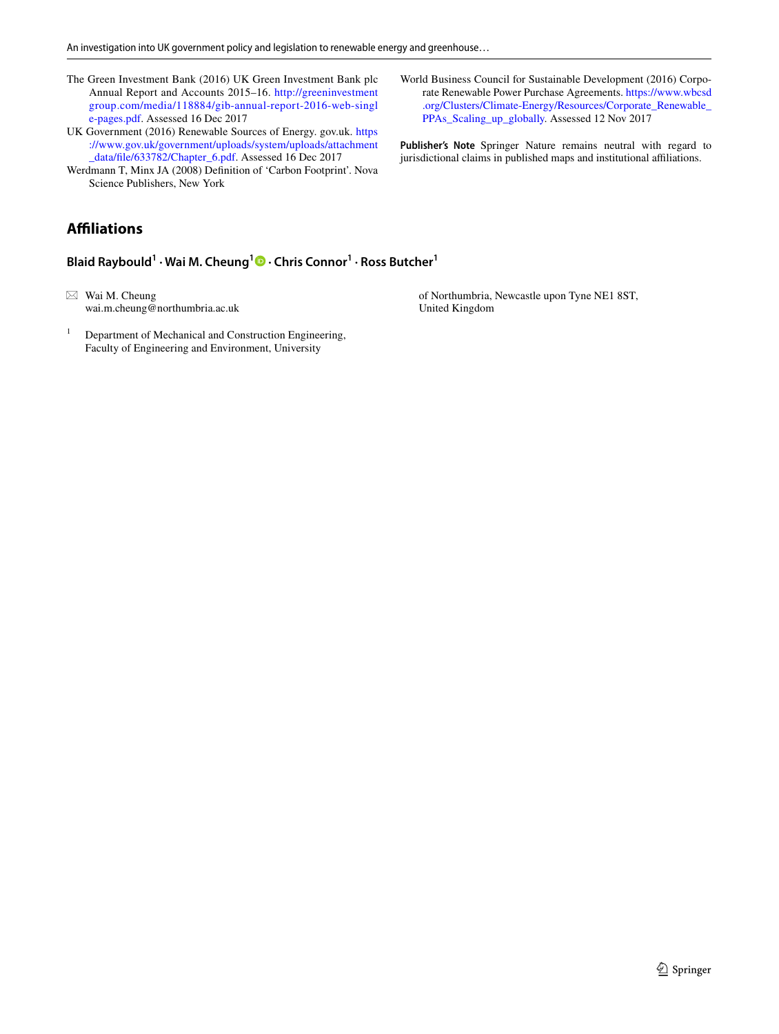The Green Investment Bank (2016) UK Green Investment Bank plc Annual Report and Accounts 2015–16. http://greeninvestmentgroup.com/media/118884/gib-annual-report-2016-web-single-pages.pdf. Assessed 16 Dec 2017

UK Government (2016) Renewable Sources of Energy. gov.uk. https://www.gov.uk/government/uploads/system/uploads/attachment_data/file/633782/Chapter_6.pdf. Assessed 16 Dec 2017

Werdmann T, Minx JA (2008) Definition of 'Carbon Footprint'. Nova Science Publishers, New York

World Business Council for Sustainable Development (2016) Corporate Renewable Power Purchase Agreements. https://www.wbcsd.org/Clusters/Climate-Energy/Resources/Corporate_Renewable_PPAs_Scaling_up_globally. Assessed 12 Nov 2017

**Publisher's Note** Springer Nature remains neutral with regard to jurisdictional claims in published maps and institutional affiliations.

## Affiliations

**Blaid Raybould[1] · Wai M. Cheung[1] · Chris Connor[1] · Ross Butcher[1]**

✉ Wai M. Cheung
wai.m.cheung@northumbria.ac.uk

[1] Department of Mechanical and Construction Engineering, Faculty of Engineering and Environment, University of Northumbria, Newcastle upon Tyne NE1 8ST, United Kingdom